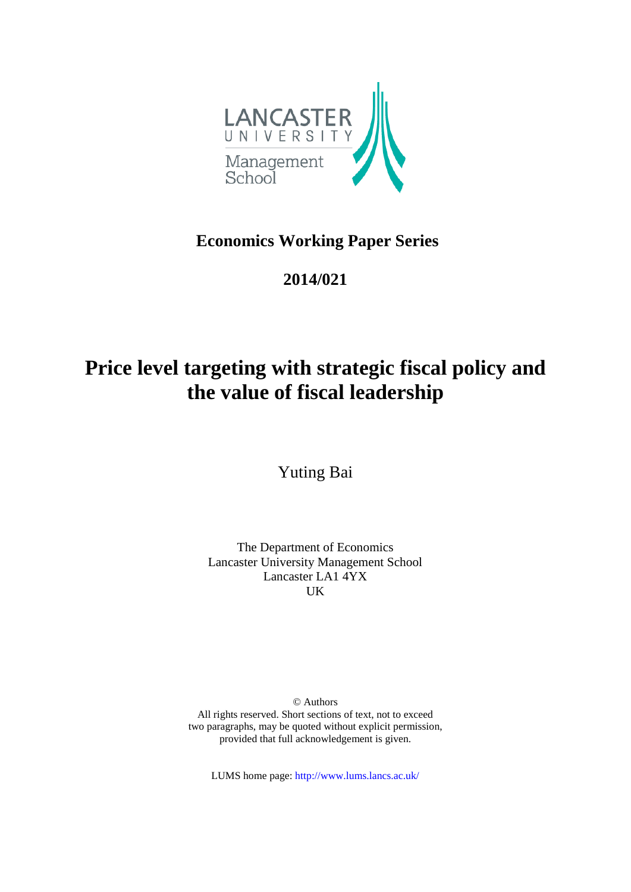LANCASTER UNIVERSITY

Management School

## Economics Working Paper Series

## 2014/021

# Price level targeting with strategic fiscal policy and the value of fiscal leadership

Yuting Bai

The Department of Economics
Lancaster University Management School
Lancaster LA1 4YX
UK

© Authors
All rights reserved. Short sections of text, not to exceed two paragraphs, may be quoted without explicit permission, provided that full acknowledgement is given.

LUMS home page: http://www.lums.lancs.ac.uk/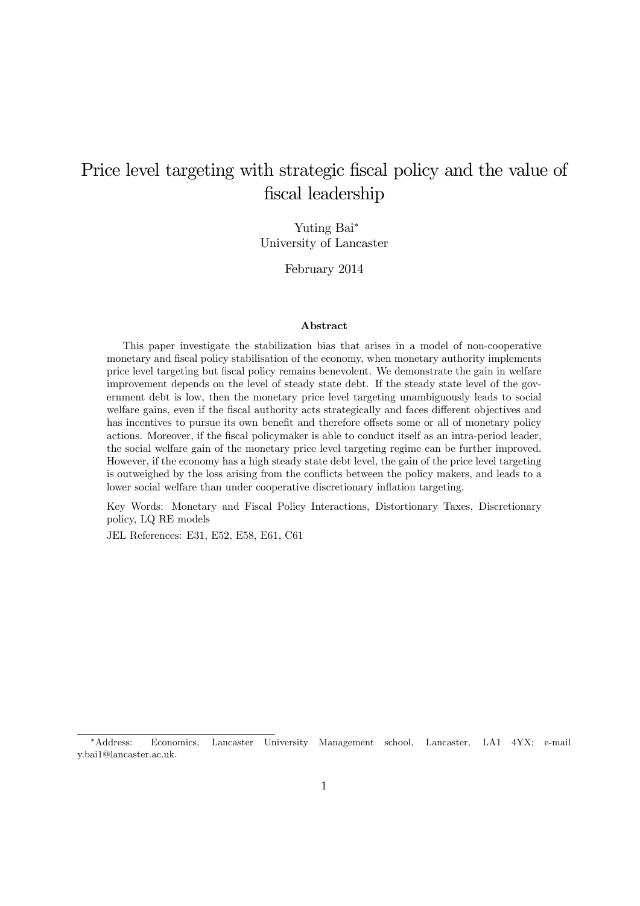# Price level targeting with strategic fiscal policy and the value of fiscal leadership

Yuting Bai*
University of Lancaster

February 2014

### Abstract

This paper investigate the stabilization bias that arises in a model of non-cooperative monetary and fiscal policy stabilisation of the economy, when monetary authority implements price level targeting but fiscal policy remains benevolent. We demonstrate the gain in welfare improvement depends on the level of steady state debt. If the steady state level of the government debt is low, then the monetary price level targeting unambiguously leads to social welfare gains, even if the fiscal authority acts strategically and faces different objectives and has incentives to pursue its own benefit and therefore offsets some or all of monetary policy actions. Moreover, if the fiscal policymaker is able to conduct itself as an intra-period leader, the social welfare gain of the monetary price level targeting regime can be further improved. However, if the economy has a high steady state debt level, the gain of the price level targeting is outweighed by the loss arising from the conflicts between the policy makers, and leads to a lower social welfare than under cooperative discretionary inflation targeting.

Key Words: Monetary and Fiscal Policy Interactions, Distortionary Taxes, Discretionary policy, LQ RE models

JEL References: E31, E52, E58, E61, C61

*Address: Economics, Lancaster University Management school, Lancaster, LA1 4YX; e-mail y.bai1@lancaster.ac.uk.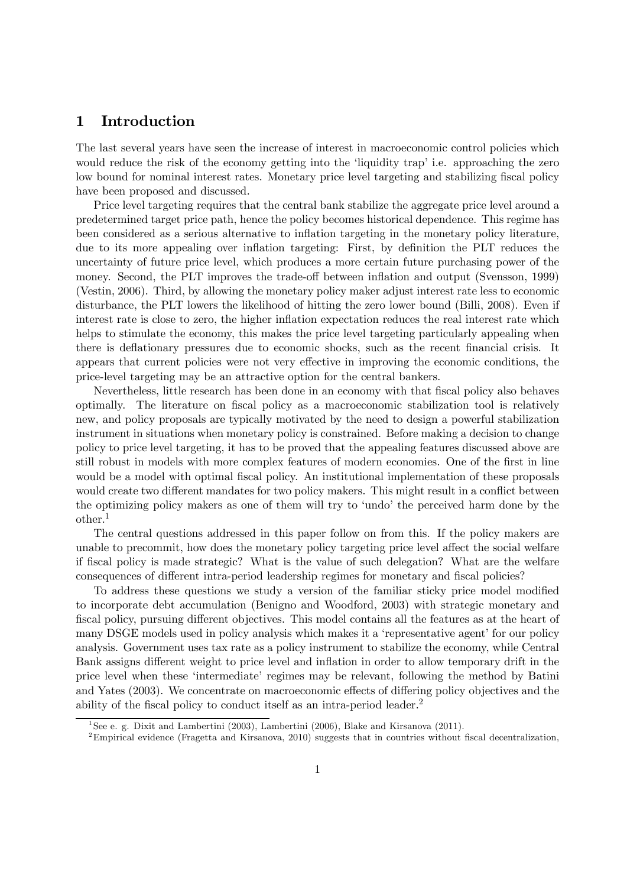# 1 Introduction

The last several years have seen the increase of interest in macroeconomic control policies which would reduce the risk of the economy getting into the 'liquidity trap' i.e. approaching the zero low bound for nominal interest rates. Monetary price level targeting and stabilizing fiscal policy have been proposed and discussed.

Price level targeting requires that the central bank stabilize the aggregate price level around a predetermined target price path, hence the policy becomes historical dependence. This regime has been considered as a serious alternative to inflation targeting in the monetary policy literature, due to its more appealing over inflation targeting: First, by definition the PLT reduces the uncertainty of future price level, which produces a more certain future purchasing power of the money. Second, the PLT improves the trade-off between inflation and output (Svensson, 1999) (Vestin, 2006). Third, by allowing the monetary policy maker adjust interest rate less to economic disturbance, the PLT lowers the likelihood of hitting the zero lower bound (Billi, 2008). Even if interest rate is close to zero, the higher inflation expectation reduces the real interest rate which helps to stimulate the economy, this makes the price level targeting particularly appealing when there is deflationary pressures due to economic shocks, such as the recent financial crisis. It appears that current policies were not very effective in improving the economic conditions, the price-level targeting may be an attractive option for the central bankers.

Nevertheless, little research has been done in an economy with that fiscal policy also behaves optimally. The literature on fiscal policy as a macroeconomic stabilization tool is relatively new, and policy proposals are typically motivated by the need to design a powerful stabilization instrument in situations when monetary policy is constrained. Before making a decision to change policy to price level targeting, it has to be proved that the appealing features discussed above are still robust in models with more complex features of modern economies. One of the first in line would be a model with optimal fiscal policy. An institutional implementation of these proposals would create two different mandates for two policy makers. This might result in a conflict between the optimizing policy makers as one of them will try to 'undo' the perceived harm done by the other.[1]

The central questions addressed in this paper follow on from this. If the policy makers are unable to precommit, how does the monetary policy targeting price level affect the social welfare if fiscal policy is made strategic? What is the value of such delegation? What are the welfare consequences of different intra-period leadership regimes for monetary and fiscal policies?

To address these questions we study a version of the familiar sticky price model modified to incorporate debt accumulation (Benigno and Woodford, 2003) with strategic monetary and fiscal policy, pursuing different objectives. This model contains all the features as at the heart of many DSGE models used in policy analysis which makes it a 'representative agent' for our policy analysis. Government uses tax rate as a policy instrument to stabilize the economy, while Central Bank assigns different weight to price level and inflation in order to allow temporary drift in the price level when these 'intermediate' regimes may be relevant, following the method by Batini and Yates (2003). We concentrate on macroeconomic effects of differing policy objectives and the ability of the fiscal policy to conduct itself as an intra-period leader.[2]

[1] See e. g. Dixit and Lambertini (2003), Lambertini (2006), Blake and Kirsanova (2011).

[2] Empirical evidence (Fragetta and Kirsanova, 2010) suggests that in countries without fiscal decentralization,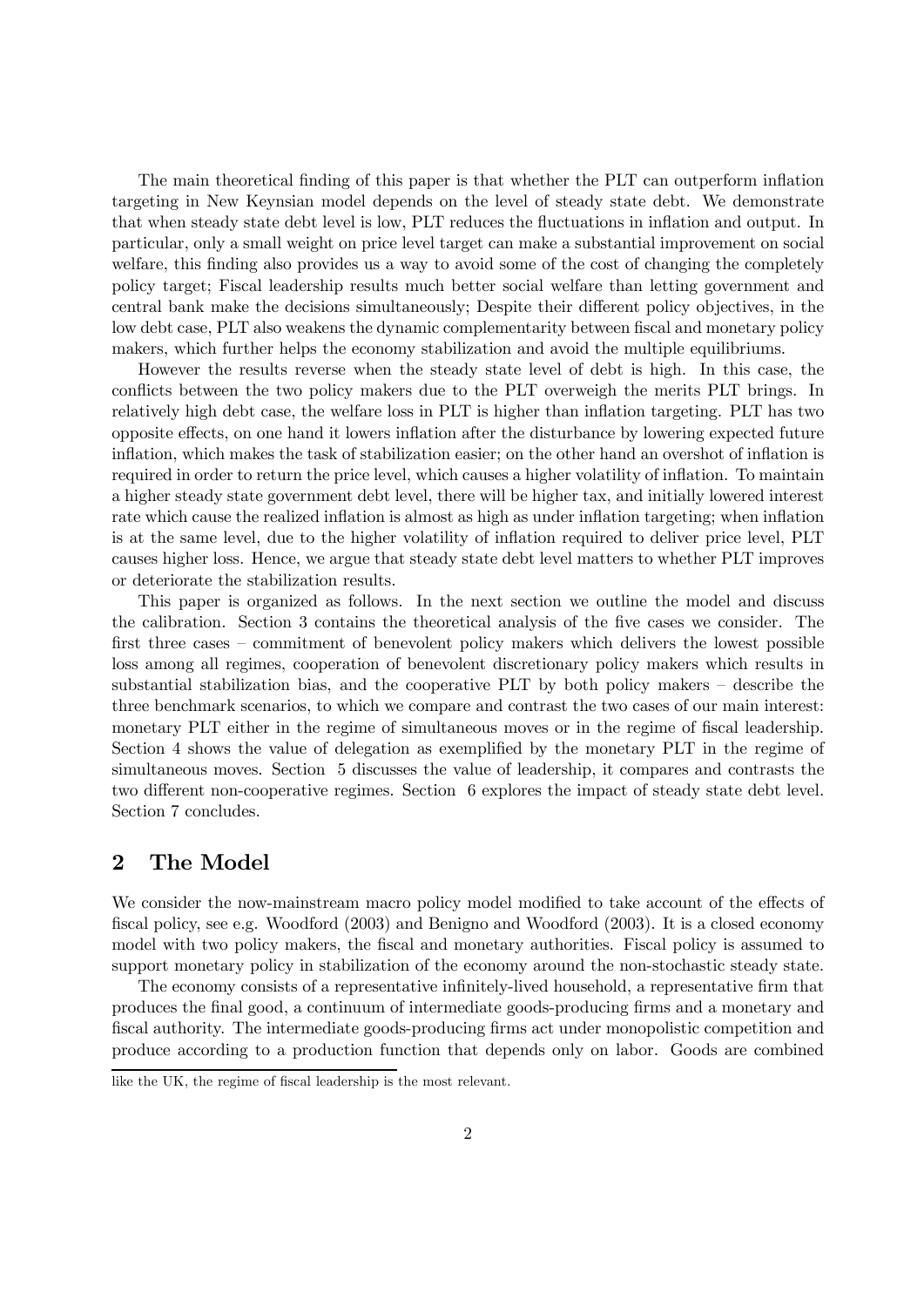The main theoretical finding of this paper is that whether the PLT can outperform inflation targeting in New Keynsian model depends on the level of steady state debt. We demonstrate that when steady state debt level is low, PLT reduces the fluctuations in inflation and output. In particular, only a small weight on price level target can make a substantial improvement on social welfare, this finding also provides us a way to avoid some of the cost of changing the completely policy target; Fiscal leadership results much better social welfare than letting government and central bank make the decisions simultaneously; Despite their different policy objectives, in the low debt case, PLT also weakens the dynamic complementarity between fiscal and monetary policy makers, which further helps the economy stabilization and avoid the multiple equilibriums.

However the results reverse when the steady state level of debt is high. In this case, the conflicts between the two policy makers due to the PLT overweigh the merits PLT brings. In relatively high debt case, the welfare loss in PLT is higher than inflation targeting. PLT has two opposite effects, on one hand it lowers inflation after the disturbance by lowering expected future inflation, which makes the task of stabilization easier; on the other hand an overshot of inflation is required in order to return the price level, which causes a higher volatility of inflation. To maintain a higher steady state government debt level, there will be higher tax, and initially lowered interest rate which cause the realized inflation is almost as high as under inflation targeting; when inflation is at the same level, due to the higher volatility of inflation required to deliver price level, PLT causes higher loss. Hence, we argue that steady state debt level matters to whether PLT improves or deteriorate the stabilization results.

This paper is organized as follows. In the next section we outline the model and discuss the calibration. Section 3 contains the theoretical analysis of the five cases we consider. The first three cases – commitment of benevolent policy makers which delivers the lowest possible loss among all regimes, cooperation of benevolent discretionary policy makers which results in substantial stabilization bias, and the cooperative PLT by both policy makers – describe the three benchmark scenarios, to which we compare and contrast the two cases of our main interest: monetary PLT either in the regime of simultaneous moves or in the regime of fiscal leadership. Section 4 shows the value of delegation as exemplified by the monetary PLT in the regime of simultaneous moves. Section 5 discusses the value of leadership, it compares and contrasts the two different non-cooperative regimes. Section 6 explores the impact of steady state debt level. Section 7 concludes.

## 2 The Model

We consider the now-mainstream macro policy model modified to take account of the effects of fiscal policy, see e.g. Woodford (2003) and Benigno and Woodford (2003). It is a closed economy model with two policy makers, the fiscal and monetary authorities. Fiscal policy is assumed to support monetary policy in stabilization of the economy around the non-stochastic steady state.

The economy consists of a representative infinitely-lived household, a representative firm that produces the final good, a continuum of intermediate goods-producing firms and a monetary and fiscal authority. The intermediate goods-producing firms act under monopolistic competition and produce according to a production function that depends only on labor. Goods are combined

like the UK, the regime of fiscal leadership is the most relevant.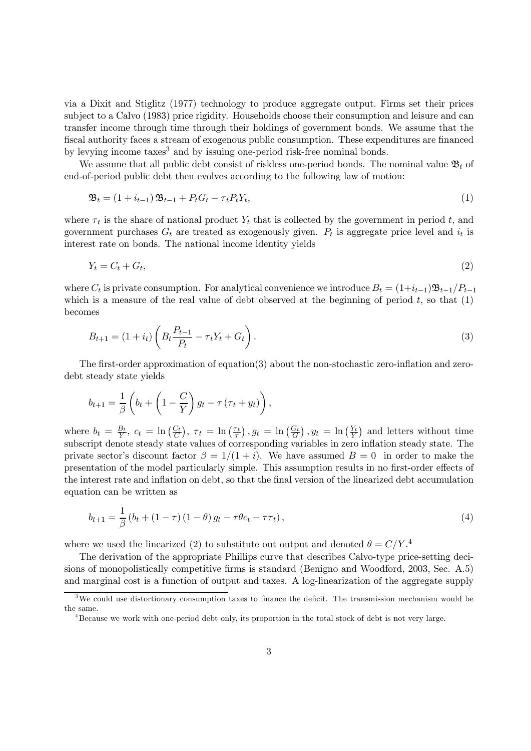via a Dixit and Stiglitz (1977) technology to produce aggregate output. Firms set their prices subject to a Calvo (1983) price rigidity. Households choose their consumption and leisure and can transfer income through time through their holdings of government bonds. We assume that the fiscal authority faces a stream of exogenous public consumption. These expenditures are financed by levying income taxes[3] and by issuing one-period risk-free nominal bonds.

We assume that all public debt consist of riskless one-period bonds. The nominal value $\mathfrak{B}_t$ of end-of-period public debt then evolves according to the following law of motion:

$$\mathfrak{B}_t = (1 + i_{t-1}) \mathfrak{B}_{t-1} + P_t G_t - \tau_t P_t Y_t, \tag{1}$$

where $\tau_t$ is the share of national product $Y_t$ that is collected by the government in period $t$, and government purchases $G_t$ are treated as exogenously given. $P_t$ is aggregate price level and $i_t$ is interest rate on bonds. The national income identity yields

$$Y_t = C_t + G_t, \tag{2}$$

where $C_t$ is private consumption. For analytical convenience we introduce $B_t = (1+i_{t-1})\mathfrak{B}_{t-1}/P_{t-1}$ which is a measure of the real value of debt observed at the beginning of period $t$, so that (1) becomes

$$B_{t+1} = (1 + i_t) \left( B_t \frac{P_{t-1}}{P_t} - \tau_t Y_t + G_t \right). \tag{3}$$

The first-order approximation of equation(3) about the non-stochastic zero-inflation and zero-debt steady state yields

$$b_{t+1} = \frac{1}{\beta} \left( b_t + \left( 1 - \frac{C}{Y} \right) g_t - \tau \left( \tau_t + y_t \right) \right),$$

where $b_t = \frac{B_t}{Y}$, $c_t = \ln\left(\frac{C_t}{C}\right)$, $\tau_t = \ln\left(\frac{\tau_t}{\tau}\right)$, $g_t = \ln\left(\frac{G_t}{G}\right)$, $y_t = \ln\left(\frac{Y_t}{Y}\right)$ and letters without time subscript denote steady state values of corresponding variables in zero inflation steady state. The private sector's discount factor $\beta = 1/(1+i)$. We have assumed $B = 0$ in order to make the presentation of the model particularly simple. This assumption results in no first-order effects of the interest rate and inflation on debt, so that the final version of the linearized debt accumulation equation can be written as

$$b_{t+1} = \frac{1}{\beta} \left( b_t + (1 - \tau)(1 - \theta) g_t - \tau \theta c_t - \tau \tau_t \right), \tag{4}$$

where we used the linearized (2) to substitute out output and denoted $\theta = C/Y$.[4]

The derivation of the appropriate Phillips curve that describes Calvo-type price-setting decisions of monopolistically competitive firms is standard (Benigno and Woodford, 2003, Sec. A.5) and marginal cost is a function of output and taxes. A log-linearization of the aggregate supply

---

[3] We could use distortionary consumption taxes to finance the deficit. The transmission mechanism would be the same.

[4] Because we work with one-period debt only, its proportion in the total stock of debt is not very large.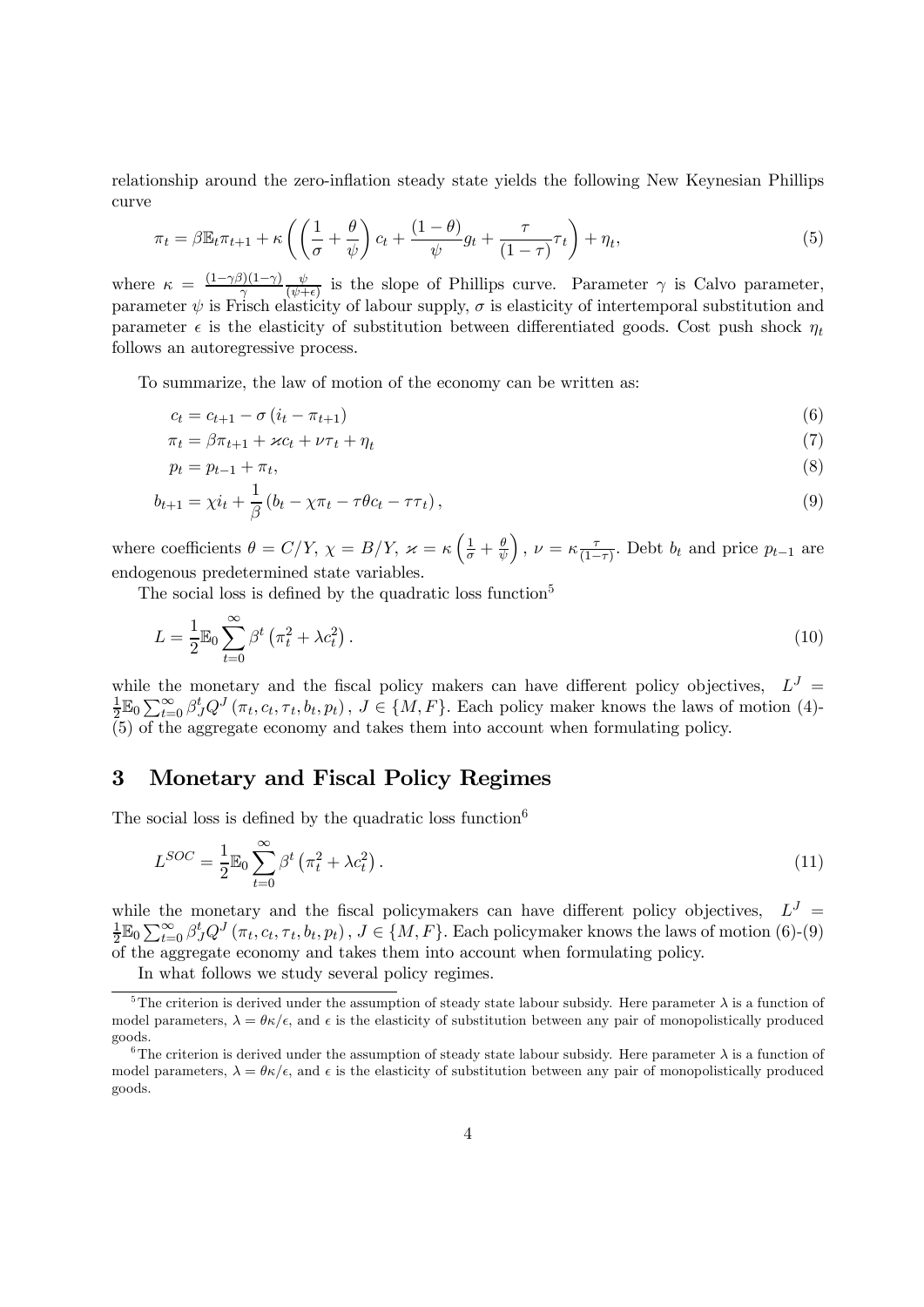relationship around the zero-inflation steady state yields the following New Keynesian Phillips curve

$$\pi_t = \beta \mathbb{E}_t \pi_{t+1} + \kappa \left( \left( \frac{1}{\sigma} + \frac{\theta}{\psi} \right) c_t + \frac{(1-\theta)}{\psi} g_t + \frac{\tau}{(1-\tau)} \tau_t \right) + \eta_t, \tag{5}$$

where $\kappa = \frac{(1-\gamma\beta)(1-\gamma)}{\gamma} \frac{\psi}{(\psi+\epsilon)}$ is the slope of Phillips curve. Parameter $\gamma$ is Calvo parameter, parameter $\psi$ is Frisch elasticity of labour supply, $\sigma$ is elasticity of intertemporal substitution and parameter $\epsilon$ is the elasticity of substitution between differentiated goods. Cost push shock $\eta_t$ follows an autoregressive process.

To summarize, the law of motion of the economy can be written as:

$$c_t = c_{t+1} - \sigma (i_t - \pi_{t+1}) \tag{6}$$

$$\pi_t = \beta \pi_{t+1} + \varkappa c_t + \nu \tau_t + \eta_t \tag{7}$$

$$p_t = p_{t-1} + \pi_t, \tag{8}$$

$$b_{t+1} = \chi i_t + \frac{1}{\beta} (b_t - \chi \pi_t - \tau \theta c_t - \tau \tau_t), \tag{9}$$

where coefficients $\theta = C/Y$, $\chi = B/Y$, $\varkappa = \kappa \left( \frac{1}{\sigma} + \frac{\theta}{\psi} \right)$, $\nu = \kappa \frac{\tau}{(1-\tau)}$. Debt $b_t$ and price $p_{t-1}$ are endogenous predetermined state variables.

The social loss is defined by the quadratic loss function[5]

$$L = \frac{1}{2} \mathbb{E}_0 \sum_{t=0}^{\infty} \beta^t \left( \pi_t^2 + \lambda c_t^2 \right). \tag{10}$$

while the monetary and the fiscal policy makers can have different policy objectives, $L^J = \frac{1}{2} \mathbb{E}_0 \sum_{t=0}^{\infty} \beta_J^t Q^J (\pi_t, c_t, \tau_t, b_t, p_t)$, $J \in \{M, F\}$. Each policy maker knows the laws of motion (4)-(5) of the aggregate economy and takes them into account when formulating policy.

# 3 Monetary and Fiscal Policy Regimes

The social loss is defined by the quadratic loss function[6]

$$L^{SOC} = \frac{1}{2} \mathbb{E}_0 \sum_{t=0}^{\infty} \beta^t \left( \pi_t^2 + \lambda c_t^2 \right). \tag{11}$$

while the monetary and the fiscal policymakers can have different policy objectives, $L^J = \frac{1}{2} \mathbb{E}_0 \sum_{t=0}^{\infty} \beta_J^t Q^J (\pi_t, c_t, \tau_t, b_t, p_t)$, $J \in \{M, F\}$. Each policymaker knows the laws of motion (6)-(9) of the aggregate economy and takes them into account when formulating policy.

In what follows we study several policy regimes.

---

[5] The criterion is derived under the assumption of steady state labour subsidy. Here parameter $\lambda$ is a function of model parameters, $\lambda = \theta\kappa/\epsilon$, and $\epsilon$ is the elasticity of substitution between any pair of monopolistically produced goods.

[6] The criterion is derived under the assumption of steady state labour subsidy. Here parameter $\lambda$ is a function of model parameters, $\lambda = \theta\kappa/\epsilon$, and $\epsilon$ is the elasticity of substitution between any pair of monopolistically produced goods.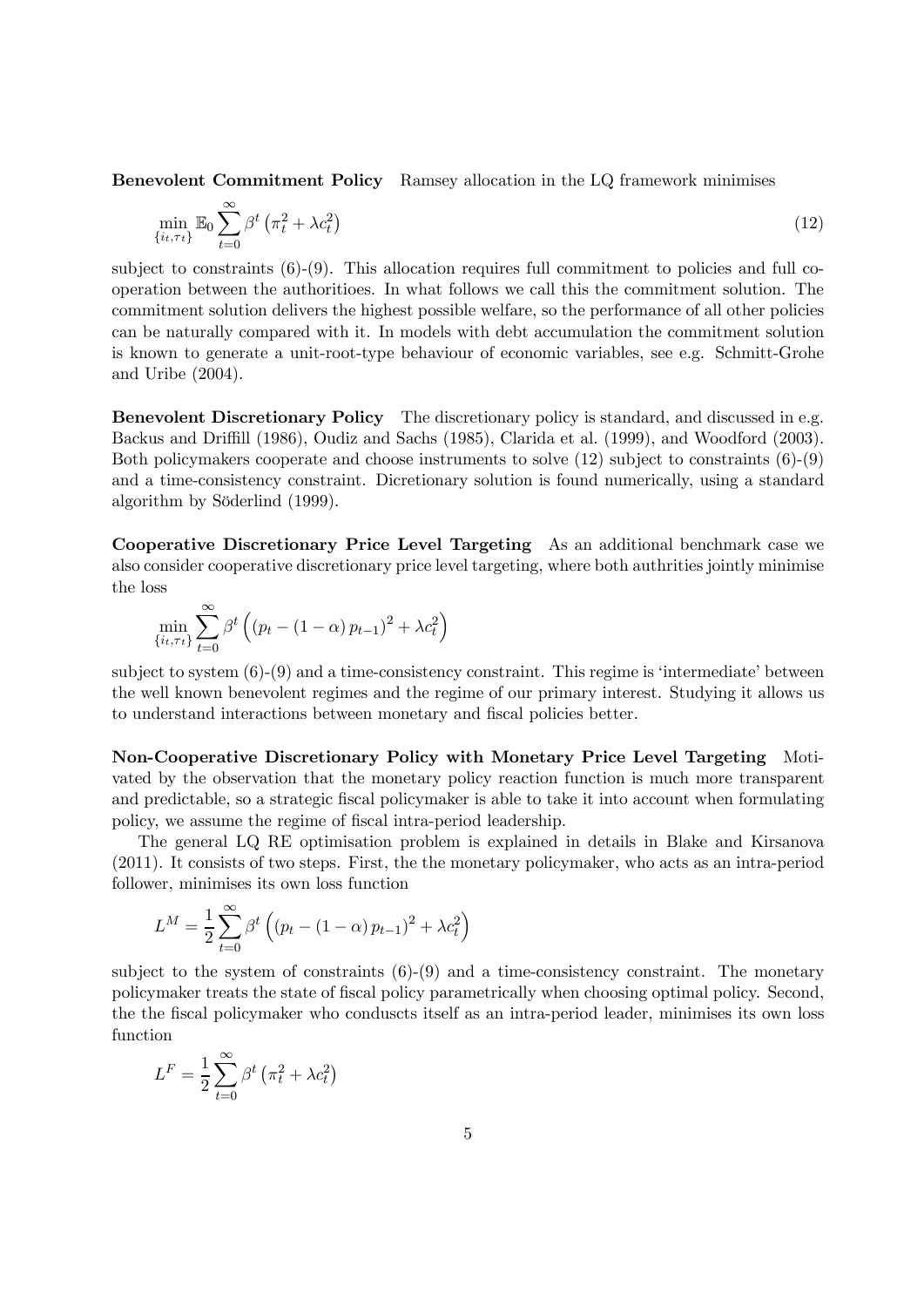**Benevolent Commitment Policy** Ramsey allocation in the LQ framework minimises

$$\min_{\{i_t,\tau_t\}} \mathbb{E}_0 \sum_{t=0}^{\infty} \beta^t \left(\pi_t^2 + \lambda c_t^2\right) \tag{12}$$

subject to constraints (6)-(9). This allocation requires full commitment to policies and full co-operation between the authoritioes. In what follows we call this the commitment solution. The commitment solution delivers the highest possible welfare, so the performance of all other policies can be naturally compared with it. In models with debt accumulation the commitment solution is known to generate a unit-root-type behaviour of economic variables, see e.g. Schmitt-Grohe and Uribe (2004).

**Benevolent Discretionary Policy** The discretionary policy is standard, and discussed in e.g. Backus and Driffill (1986), Oudiz and Sachs (1985), Clarida et al. (1999), and Woodford (2003). Both policymakers cooperate and choose instruments to solve (12) subject to constraints (6)-(9) and a time-consistency constraint. Dicretionary solution is found numerically, using a standard algorithm by Söderlind (1999).

**Cooperative Discretionary Price Level Targeting** As an additional benchmark case we also consider cooperative discretionary price level targeting, where both authrities jointly minimise the loss

$$\min_{\{i_t,\tau_t\}} \sum_{t=0}^{\infty} \beta^t \left( \left(p_t - (1-\alpha)\, p_{t-1}\right)^2 + \lambda c_t^2 \right)$$

subject to system (6)-(9) and a time-consistency constraint. This regime is 'intermediate' between the well known benevolent regimes and the regime of our primary interest. Studying it allows us to understand interactions between monetary and fiscal policies better.

**Non-Cooperative Discretionary Policy with Monetary Price Level Targeting** Motivated by the observation that the monetary policy reaction function is much more transparent and predictable, so a strategic fiscal policymaker is able to take it into account when formulating policy, we assume the regime of fiscal intra-period leadership.

The general LQ RE optimisation problem is explained in details in Blake and Kirsanova (2011). It consists of two steps. First, the the monetary policymaker, who acts as an intra-period follower, minimises its own loss function

$$L^M = \frac{1}{2} \sum_{t=0}^{\infty} \beta^t \left( \left(p_t - (1-\alpha)\, p_{t-1}\right)^2 + \lambda c_t^2 \right)$$

subject to the system of constraints (6)-(9) and a time-consistency constraint. The monetary policymaker treats the state of fiscal policy parametrically when choosing optimal policy. Second, the the fiscal policymaker who conduscts itself as an intra-period leader, minimises its own loss function

$$L^F = \frac{1}{2} \sum_{t=0}^{\infty} \beta^t \left(\pi_t^2 + \lambda c_t^2\right)$$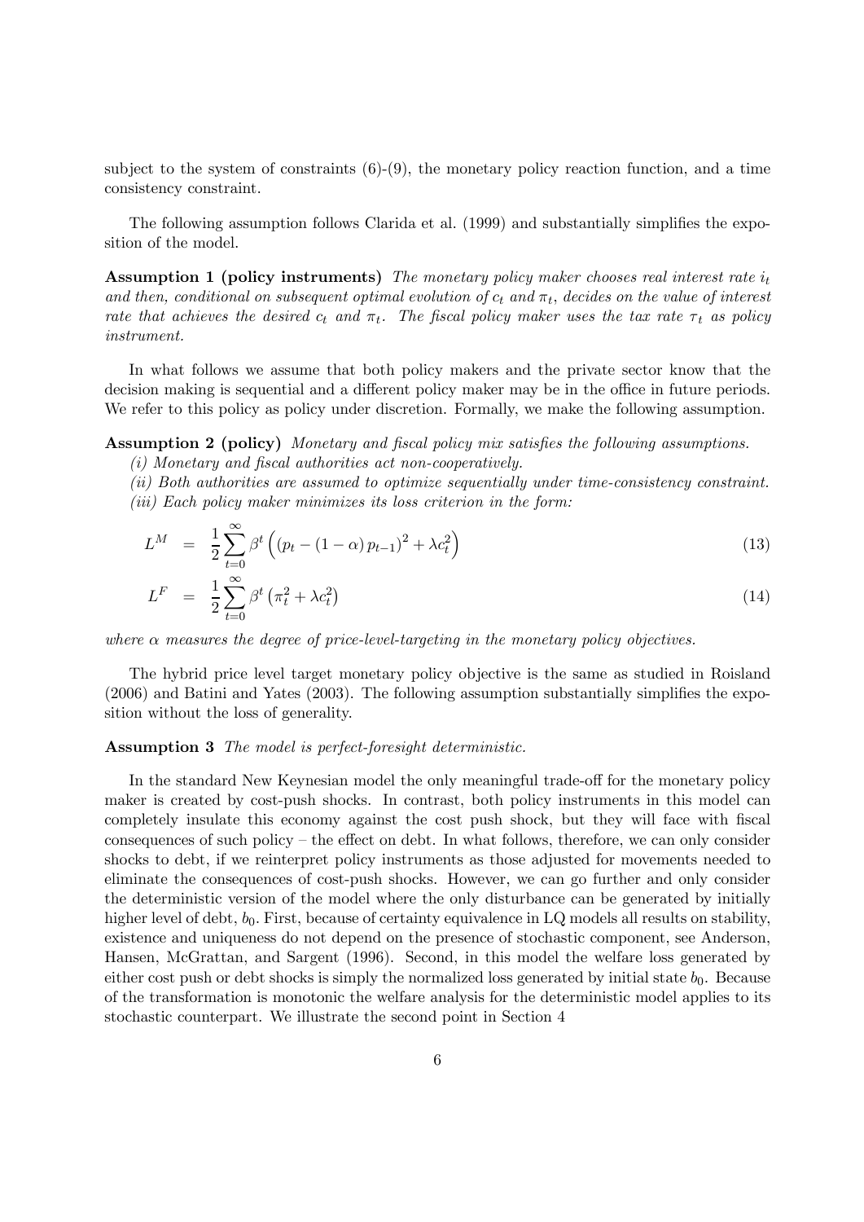subject to the system of constraints (6)-(9), the monetary policy reaction function, and a time consistency constraint.

The following assumption follows Clarida et al. (1999) and substantially simplifies the exposition of the model.

**Assumption 1 (policy instruments)** *The monetary policy maker chooses real interest rate $i_t$ and then, conditional on subsequent optimal evolution of $c_t$ and $\pi_t$, decides on the value of interest rate that achieves the desired $c_t$ and $\pi_t$. The fiscal policy maker uses the tax rate $\tau_t$ as policy instrument.*

In what follows we assume that both policy makers and the private sector know that the decision making is sequential and a different policy maker may be in the office in future periods. We refer to this policy as policy under discretion. Formally, we make the following assumption.

**Assumption 2 (policy)** *Monetary and fiscal policy mix satisfies the following assumptions.*
*(i) Monetary and fiscal authorities act non-cooperatively.*
*(ii) Both authorities are assumed to optimize sequentially under time-consistency constraint.*
*(iii) Each policy maker minimizes its loss criterion in the form:*

$$L^M = \frac{1}{2}\sum_{t=0}^{\infty}\beta^t\left(\left(p_t-(1-\alpha)\,p_{t-1}\right)^2+\lambda c_t^2\right) \tag{13}$$

$$L^F = \frac{1}{2}\sum_{t=0}^{\infty}\beta^t\left(\pi_t^2+\lambda c_t^2\right) \tag{14}$$

*where $\alpha$ measures the degree of price-level-targeting in the monetary policy objectives.*

The hybrid price level target monetary policy objective is the same as studied in Roisland (2006) and Batini and Yates (2003). The following assumption substantially simplifies the exposition without the loss of generality.

**Assumption 3** *The model is perfect-foresight deterministic.*

In the standard New Keynesian model the only meaningful trade-off for the monetary policy maker is created by cost-push shocks. In contrast, both policy instruments in this model can completely insulate this economy against the cost push shock, but they will face with fiscal consequences of such policy – the effect on debt. In what follows, therefore, we can only consider shocks to debt, if we reinterpret policy instruments as those adjusted for movements needed to eliminate the consequences of cost-push shocks. However, we can go further and only consider the deterministic version of the model where the only disturbance can be generated by initially higher level of debt, $b_0$. First, because of certainty equivalence in LQ models all results on stability, existence and uniqueness do not depend on the presence of stochastic component, see Anderson, Hansen, McGrattan, and Sargent (1996). Second, in this model the welfare loss generated by either cost push or debt shocks is simply the normalized loss generated by initial state $b_0$. Because of the transformation is monotonic the welfare analysis for the deterministic model applies to its stochastic counterpart. We illustrate the second point in Section 4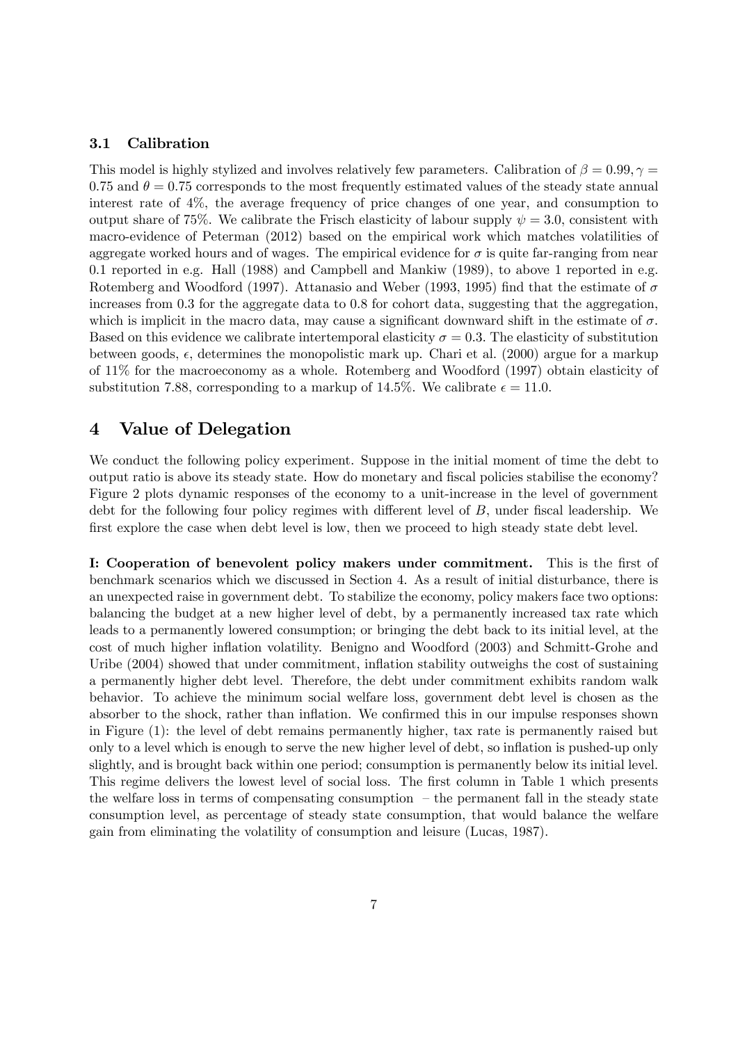### 3.1 Calibration

This model is highly stylized and involves relatively few parameters. Calibration of $\beta = 0.99, \gamma = 0.75$ and $\theta = 0.75$ corresponds to the most frequently estimated values of the steady state annual interest rate of 4%, the average frequency of price changes of one year, and consumption to output share of 75%. We calibrate the Frisch elasticity of labour supply $\psi = 3.0$, consistent with macro-evidence of Peterman (2012) based on the empirical work which matches volatilities of aggregate worked hours and of wages. The empirical evidence for $\sigma$ is quite far-ranging from near 0.1 reported in e.g. Hall (1988) and Campbell and Mankiw (1989), to above 1 reported in e.g. Rotemberg and Woodford (1997). Attanasio and Weber (1993, 1995) find that the estimate of $\sigma$ increases from 0.3 for the aggregate data to 0.8 for cohort data, suggesting that the aggregation, which is implicit in the macro data, may cause a significant downward shift in the estimate of $\sigma$. Based on this evidence we calibrate intertemporal elasticity $\sigma = 0.3$. The elasticity of substitution between goods, $\epsilon$, determines the monopolistic mark up. Chari et al. (2000) argue for a markup of 11% for the macroeconomy as a whole. Rotemberg and Woodford (1997) obtain elasticity of substitution 7.88, corresponding to a markup of 14.5%. We calibrate $\epsilon = 11.0$.

# 4 Value of Delegation

We conduct the following policy experiment. Suppose in the initial moment of time the debt to output ratio is above its steady state. How do monetary and fiscal policies stabilise the economy? Figure 2 plots dynamic responses of the economy to a unit-increase in the level of government debt for the following four policy regimes with different level of $B$, under fiscal leadership. We first explore the case when debt level is low, then we proceed to high steady state debt level.

**I: Cooperation of benevolent policy makers under commitment.** This is the first of benchmark scenarios which we discussed in Section 4. As a result of initial disturbance, there is an unexpected raise in government debt. To stabilize the economy, policy makers face two options: balancing the budget at a new higher level of debt, by a permanently increased tax rate which leads to a permanently lowered consumption; or bringing the debt back to its initial level, at the cost of much higher inflation volatility. Benigno and Woodford (2003) and Schmitt-Grohe and Uribe (2004) showed that under commitment, inflation stability outweighs the cost of sustaining a permanently higher debt level. Therefore, the debt under commitment exhibits random walk behavior. To achieve the minimum social welfare loss, government debt level is chosen as the absorber to the shock, rather than inflation. We confirmed this in our impulse responses shown in Figure (1): the level of debt remains permanently higher, tax rate is permanently raised but only to a level which is enough to serve the new higher level of debt, so inflation is pushed-up only slightly, and is brought back within one period; consumption is permanently below its initial level. This regime delivers the lowest level of social loss. The first column in Table 1 which presents the welfare loss in terms of compensating consumption – the permanent fall in the steady state consumption level, as percentage of steady state consumption, that would balance the welfare gain from eliminating the volatility of consumption and leisure (Lucas, 1987).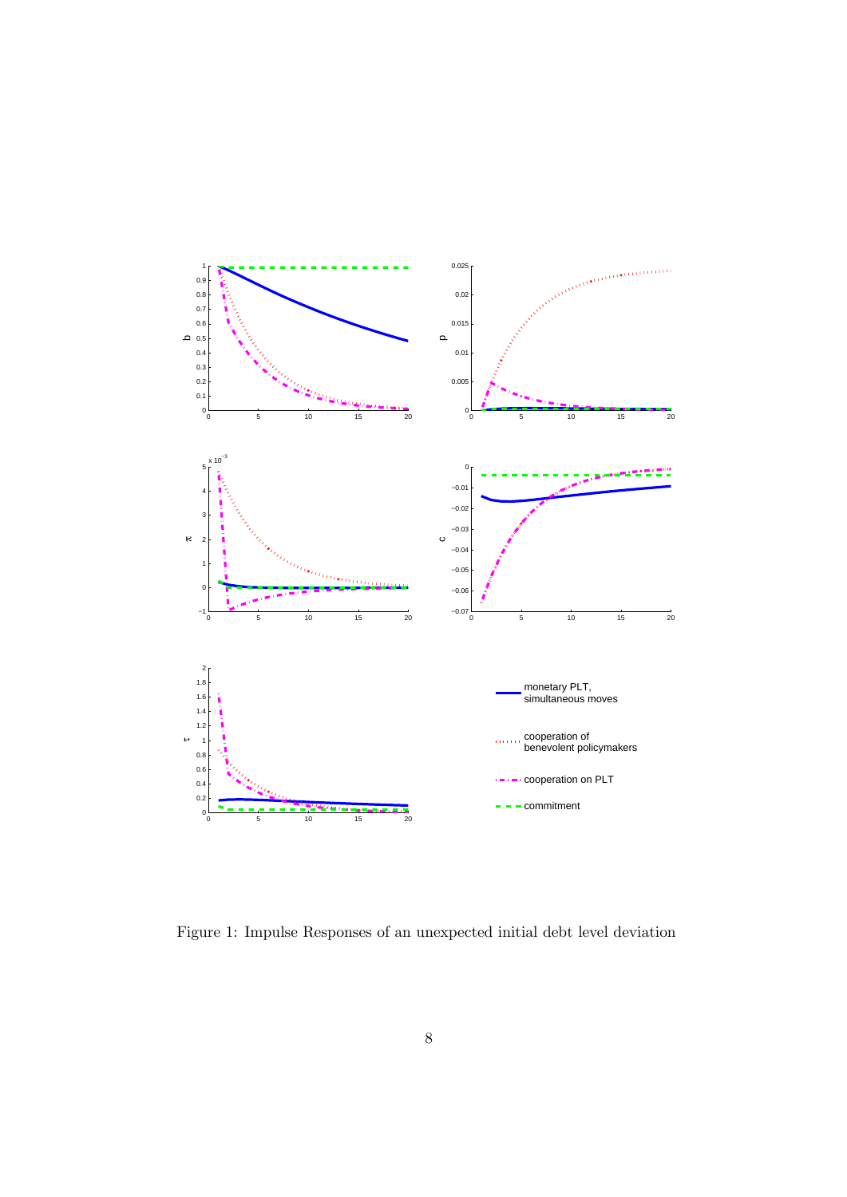Figure 1: Impulse Responses of an unexpected initial debt level deviation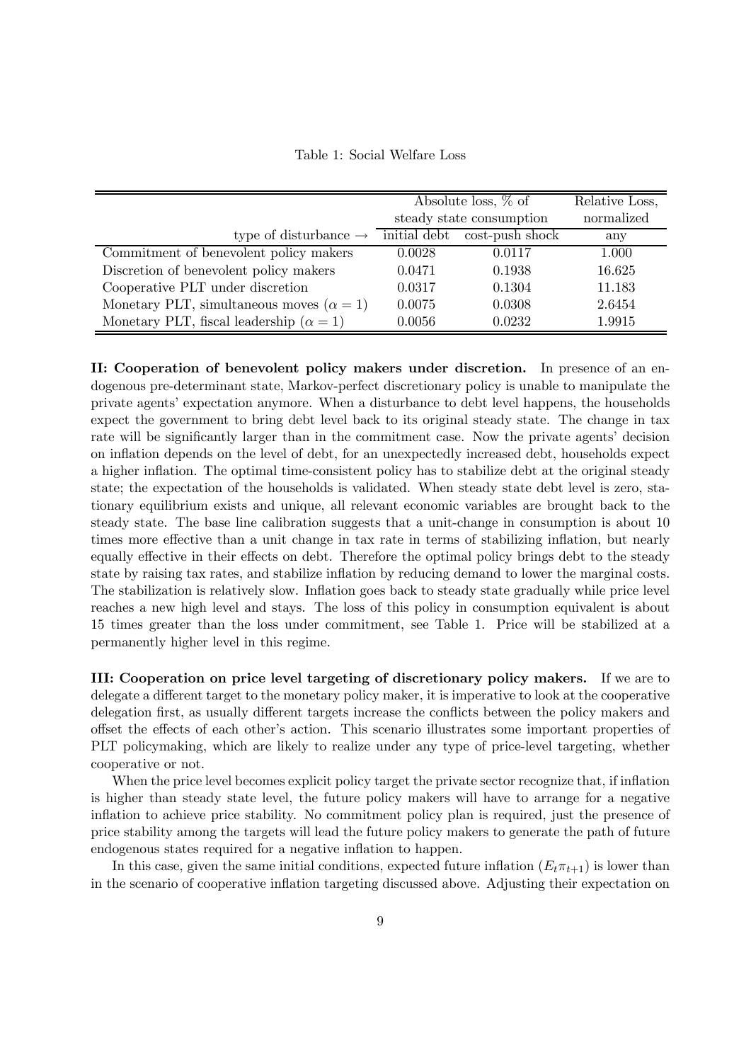Table 1: Social Welfare Loss

| | Absolute loss, % of steady state consumption | | Relative Loss, normalized |
|---|---|---|---|
| type of disturbance → | initial debt | cost-push shock | any |
| Commitment of benevolent policy makers | 0.0028 | 0.0117 | 1.000 |
| Discretion of benevolent policy makers | 0.0471 | 0.1938 | 16.625 |
| Cooperative PLT under discretion | 0.0317 | 0.1304 | 11.183 |
| Monetary PLT, simultaneous moves ($\alpha = 1$) | 0.0075 | 0.0308 | 2.6454 |
| Monetary PLT, fiscal leadership ($\alpha = 1$) | 0.0056 | 0.0232 | 1.9915 |

**II: Cooperation of benevolent policy makers under discretion.** In presence of an endogenous pre-determinant state, Markov-perfect discretionary policy is unable to manipulate the private agents' expectation anymore. When a disturbance to debt level happens, the households expect the government to bring debt level back to its original steady state. The change in tax rate will be significantly larger than in the commitment case. Now the private agents' decision on inflation depends on the level of debt, for an unexpectedly increased debt, households expect a higher inflation. The optimal time-consistent policy has to stabilize debt at the original steady state; the expectation of the households is validated. When steady state debt level is zero, stationary equilibrium exists and unique, all relevant economic variables are brought back to the steady state. The base line calibration suggests that a unit-change in consumption is about 10 times more effective than a unit change in tax rate in terms of stabilizing inflation, but nearly equally effective in their effects on debt. Therefore the optimal policy brings debt to the steady state by raising tax rates, and stabilize inflation by reducing demand to lower the marginal costs. The stabilization is relatively slow. Inflation goes back to steady state gradually while price level reaches a new high level and stays. The loss of this policy in consumption equivalent is about 15 times greater than the loss under commitment, see Table 1. Price will be stabilized at a permanently higher level in this regime.

**III: Cooperation on price level targeting of discretionary policy makers.** If we are to delegate a different target to the monetary policy maker, it is imperative to look at the cooperative delegation first, as usually different targets increase the conflicts between the policy makers and offset the effects of each other's action. This scenario illustrates some important properties of PLT policymaking, which are likely to realize under any type of price-level targeting, whether cooperative or not.

When the price level becomes explicit policy target the private sector recognize that, if inflation is higher than steady state level, the future policy makers will have to arrange for a negative inflation to achieve price stability. No commitment policy plan is required, just the presence of price stability among the targets will lead the future policy makers to generate the path of future endogenous states required for a negative inflation to happen.

In this case, given the same initial conditions, expected future inflation ($E_t\pi_{t+1}$) is lower than in the scenario of cooperative inflation targeting discussed above. Adjusting their expectation on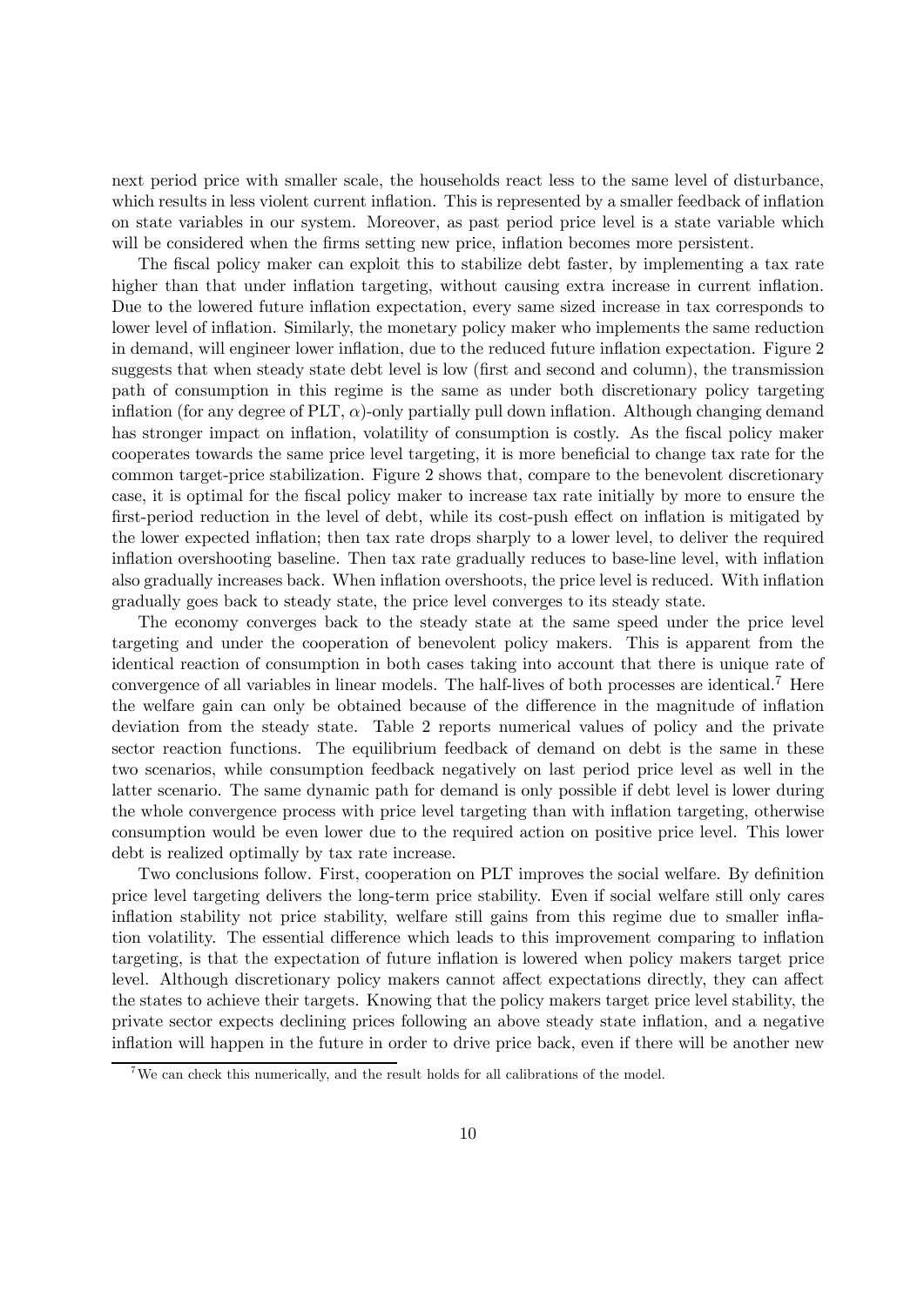next period price with smaller scale, the households react less to the same level of disturbance, which results in less violent current inflation. This is represented by a smaller feedback of inflation on state variables in our system. Moreover, as past period price level is a state variable which will be considered when the firms setting new price, inflation becomes more persistent.

The fiscal policy maker can exploit this to stabilize debt faster, by implementing a tax rate higher than that under inflation targeting, without causing extra increase in current inflation. Due to the lowered future inflation expectation, every same sized increase in tax corresponds to lower level of inflation. Similarly, the monetary policy maker who implements the same reduction in demand, will engineer lower inflation, due to the reduced future inflation expectation. Figure 2 suggests that when steady state debt level is low (first and second and column), the transmission path of consumption in this regime is the same as under both discretionary policy targeting inflation (for any degree of PLT, $\alpha$)-only partially pull down inflation. Although changing demand has stronger impact on inflation, volatility of consumption is costly. As the fiscal policy maker cooperates towards the same price level targeting, it is more beneficial to change tax rate for the common target-price stabilization. Figure 2 shows that, compare to the benevolent discretionary case, it is optimal for the fiscal policy maker to increase tax rate initially by more to ensure the first-period reduction in the level of debt, while its cost-push effect on inflation is mitigated by the lower expected inflation; then tax rate drops sharply to a lower level, to deliver the required inflation overshooting baseline. Then tax rate gradually reduces to base-line level, with inflation also gradually increases back. When inflation overshoots, the price level is reduced. With inflation gradually goes back to steady state, the price level converges to its steady state.

The economy converges back to the steady state at the same speed under the price level targeting and under the cooperation of benevolent policy makers. This is apparent from the identical reaction of consumption in both cases taking into account that there is unique rate of convergence of all variables in linear models. The half-lives of both processes are identical.[7] Here the welfare gain can only be obtained because of the difference in the magnitude of inflation deviation from the steady state. Table 2 reports numerical values of policy and the private sector reaction functions. The equilibrium feedback of demand on debt is the same in these two scenarios, while consumption feedback negatively on last period price level as well in the latter scenario. The same dynamic path for demand is only possible if debt level is lower during the whole convergence process with price level targeting than with inflation targeting, otherwise consumption would be even lower due to the required action on positive price level. This lower debt is realized optimally by tax rate increase.

Two conclusions follow. First, cooperation on PLT improves the social welfare. By definition price level targeting delivers the long-term price stability. Even if social welfare still only cares inflation stability not price stability, welfare still gains from this regime due to smaller inflation volatility. The essential difference which leads to this improvement comparing to inflation targeting, is that the expectation of future inflation is lowered when policy makers target price level. Although discretionary policy makers cannot affect expectations directly, they can affect the states to achieve their targets. Knowing that the policy makers target price level stability, the private sector expects declining prices following an above steady state inflation, and a negative inflation will happen in the future in order to drive price back, even if there will be another new

[7] We can check this numerically, and the result holds for all calibrations of the model.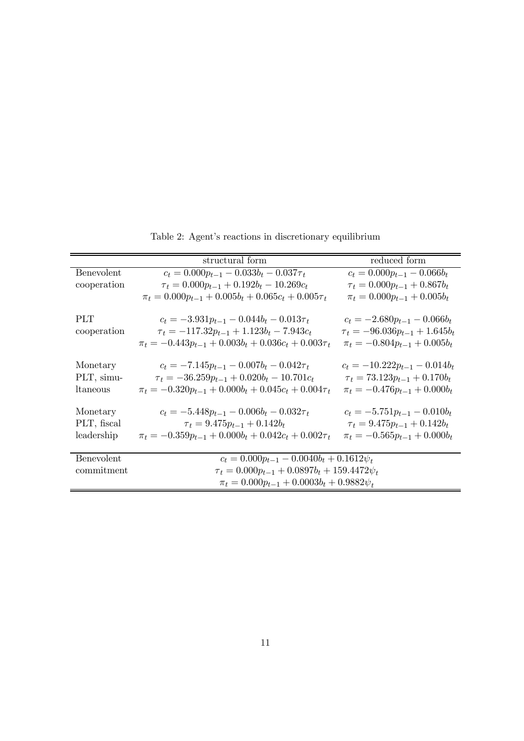Table 2: Agent's reactions in discretionary equilibrium

| | structural form | reduced form |
|---|---|---|
| Benevolent cooperation | $c_t = 0.000p_{t-1} - 0.033b_t - 0.037\tau_t$ | $c_t = 0.000p_{t-1} - 0.066b_t$ |
| | $\tau_t = 0.000p_{t-1} + 0.192b_t - 10.269c_t$ | $\tau_t = 0.000p_{t-1} + 0.867b_t$ |
| | $\pi_t = 0.000p_{t-1} + 0.005b_t + 0.065c_t + 0.005\tau_t$ | $\pi_t = 0.000p_{t-1} + 0.005b_t$ |
| PLT cooperation | $c_t = -3.931p_{t-1} - 0.044b_t - 0.013\tau_t$ | $c_t = -2.680p_{t-1} - 0.066b_t$ |
| | $\tau_t = -117.32p_{t-1} + 1.123b_t - 7.943c_t$ | $\tau_t = -96.036p_{t-1} + 1.645b_t$ |
| | $\pi_t = -0.443p_{t-1} + 0.003b_t + 0.036c_t + 0.003\tau_t$ | $\pi_t = -0.804p_{t-1} + 0.005b_t$ |
| Monetary PLT, simultaneous | $c_t = -7.145p_{t-1} - 0.007b_t - 0.042\tau_t$ | $c_t = -10.222p_{t-1} - 0.014b_t$ |
| | $\tau_t = -36.259p_{t-1} + 0.020b_t - 10.701c_t$ | $\tau_t = 73.123p_{t-1} + 0.170b_t$ |
| | $\pi_t = -0.320p_{t-1} + 0.000b_t + 0.045c_t + 0.004\tau_t$ | $\pi_t = -0.476p_{t-1} + 0.000b_t$ |
| Monetary PLT, fiscal leadership | $c_t = -5.448p_{t-1} - 0.006b_t - 0.032\tau_t$ | $c_t = -5.751p_{t-1} - 0.010b_t$ |
| | $\tau_t = 9.475p_{t-1} + 0.142b_t$ | $\tau_t = 9.475p_{t-1} + 0.142b_t$ |
| | $\pi_t = -0.359p_{t-1} + 0.000b_t + 0.042c_t + 0.002\tau_t$ | $\pi_t = -0.565p_{t-1} + 0.000b_t$ |
| Benevolent commitment | $c_t = 0.000p_{t-1} - 0.0040b_t + 0.1612\psi_t$ | |
| | $\tau_t = 0.000p_{t-1} + 0.0897b_t + 159.4472\psi_t$ | |
| | $\pi_t = 0.000p_{t-1} + 0.0003b_t + 0.9882\psi_t$ | |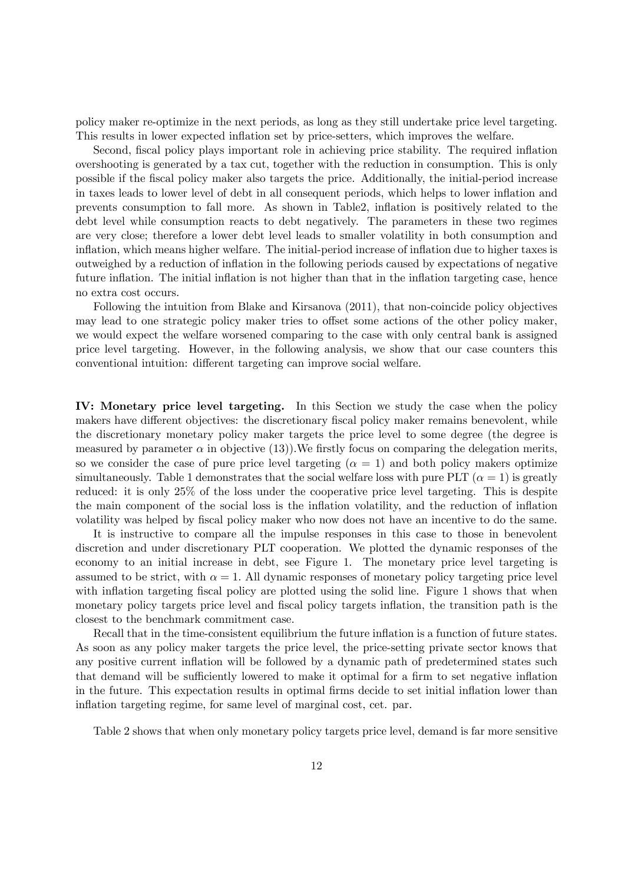policy maker re-optimize in the next periods, as long as they still undertake price level targeting. This results in lower expected inflation set by price-setters, which improves the welfare.

Second, fiscal policy plays important role in achieving price stability. The required inflation overshooting is generated by a tax cut, together with the reduction in consumption. This is only possible if the fiscal policy maker also targets the price. Additionally, the initial-period increase in taxes leads to lower level of debt in all consequent periods, which helps to lower inflation and prevents consumption to fall more. As shown in Table2, inflation is positively related to the debt level while consumption reacts to debt negatively. The parameters in these two regimes are very close; therefore a lower debt level leads to smaller volatility in both consumption and inflation, which means higher welfare. The initial-period increase of inflation due to higher taxes is outweighed by a reduction of inflation in the following periods caused by expectations of negative future inflation. The initial inflation is not higher than that in the inflation targeting case, hence no extra cost occurs.

Following the intuition from Blake and Kirsanova (2011), that non-coincide policy objectives may lead to one strategic policy maker tries to offset some actions of the other policy maker, we would expect the welfare worsened comparing to the case with only central bank is assigned price level targeting. However, in the following analysis, we show that our case counters this conventional intuition: different targeting can improve social welfare.

**IV: Monetary price level targeting.** In this Section we study the case when the policy makers have different objectives: the discretionary fiscal policy maker remains benevolent, while the discretionary monetary policy maker targets the price level to some degree (the degree is measured by parameter $\alpha$ in objective (13)).We firstly focus on comparing the delegation merits, so we consider the case of pure price level targeting ($\alpha = 1$) and both policy makers optimize simultaneously. Table 1 demonstrates that the social welfare loss with pure PLT ($\alpha = 1$) is greatly reduced: it is only 25% of the loss under the cooperative price level targeting. This is despite the main component of the social loss is the inflation volatility, and the reduction of inflation volatility was helped by fiscal policy maker who now does not have an incentive to do the same.

It is instructive to compare all the impulse responses in this case to those in benevolent discretion and under discretionary PLT cooperation. We plotted the dynamic responses of the economy to an initial increase in debt, see Figure 1. The monetary price level targeting is assumed to be strict, with $\alpha = 1$. All dynamic responses of monetary policy targeting price level with inflation targeting fiscal policy are plotted using the solid line. Figure 1 shows that when monetary policy targets price level and fiscal policy targets inflation, the transition path is the closest to the benchmark commitment case.

Recall that in the time-consistent equilibrium the future inflation is a function of future states. As soon as any policy maker targets the price level, the price-setting private sector knows that any positive current inflation will be followed by a dynamic path of predetermined states such that demand will be sufficiently lowered to make it optimal for a firm to set negative inflation in the future. This expectation results in optimal firms decide to set initial inflation lower than inflation targeting regime, for same level of marginal cost, cet. par.

Table 2 shows that when only monetary policy targets price level, demand is far more sensitive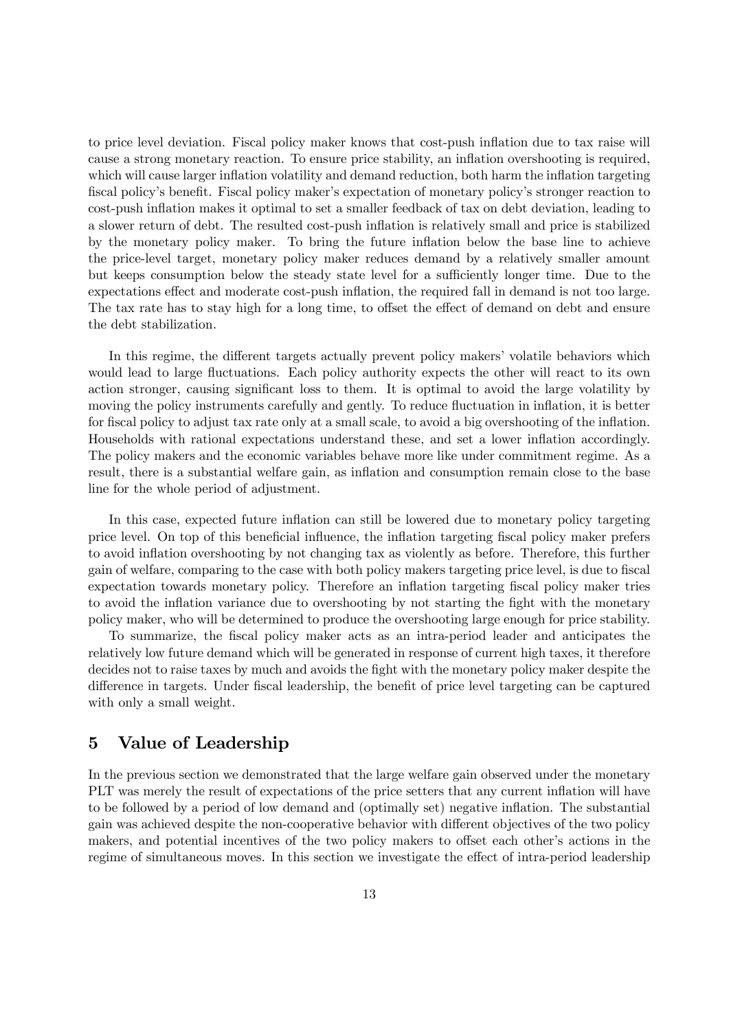to price level deviation. Fiscal policy maker knows that cost-push inflation due to tax raise will cause a strong monetary reaction. To ensure price stability, an inflation overshooting is required, which will cause larger inflation volatility and demand reduction, both harm the inflation targeting fiscal policy's benefit. Fiscal policy maker's expectation of monetary policy's stronger reaction to cost-push inflation makes it optimal to set a smaller feedback of tax on debt deviation, leading to a slower return of debt. The resulted cost-push inflation is relatively small and price is stabilized by the monetary policy maker. To bring the future inflation below the base line to achieve the price-level target, monetary policy maker reduces demand by a relatively smaller amount but keeps consumption below the steady state level for a sufficiently longer time. Due to the expectations effect and moderate cost-push inflation, the required fall in demand is not too large. The tax rate has to stay high for a long time, to offset the effect of demand on debt and ensure the debt stabilization.

In this regime, the different targets actually prevent policy makers' volatile behaviors which would lead to large fluctuations. Each policy authority expects the other will react to its own action stronger, causing significant loss to them. It is optimal to avoid the large volatility by moving the policy instruments carefully and gently. To reduce fluctuation in inflation, it is better for fiscal policy to adjust tax rate only at a small scale, to avoid a big overshooting of the inflation. Households with rational expectations understand these, and set a lower inflation accordingly. The policy makers and the economic variables behave more like under commitment regime. As a result, there is a substantial welfare gain, as inflation and consumption remain close to the base line for the whole period of adjustment.

In this case, expected future inflation can still be lowered due to monetary policy targeting price level. On top of this beneficial influence, the inflation targeting fiscal policy maker prefers to avoid inflation overshooting by not changing tax as violently as before. Therefore, this further gain of welfare, comparing to the case with both policy makers targeting price level, is due to fiscal expectation towards monetary policy. Therefore an inflation targeting fiscal policy maker tries to avoid the inflation variance due to overshooting by not starting the fight with the monetary policy maker, who will be determined to produce the overshooting large enough for price stability.

To summarize, the fiscal policy maker acts as an intra-period leader and anticipates the relatively low future demand which will be generated in response of current high taxes, it therefore decides not to raise taxes by much and avoids the fight with the monetary policy maker despite the difference in targets. Under fiscal leadership, the benefit of price level targeting can be captured with only a small weight.

## 5 Value of Leadership

In the previous section we demonstrated that the large welfare gain observed under the monetary PLT was merely the result of expectations of the price setters that any current inflation will have to be followed by a period of low demand and (optimally set) negative inflation. The substantial gain was achieved despite the non-cooperative behavior with different objectives of the two policy makers, and potential incentives of the two policy makers to offset each other's actions in the regime of simultaneous moves. In this section we investigate the effect of intra-period leadership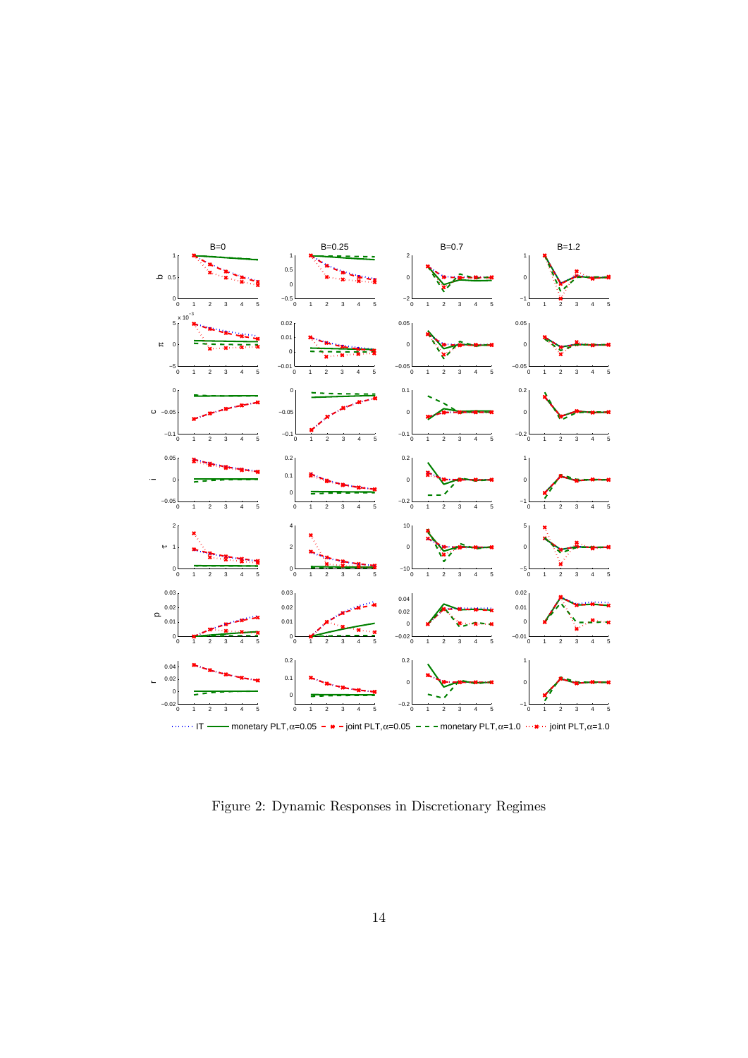Figure 2: Dynamic Responses in Discretionary Regimes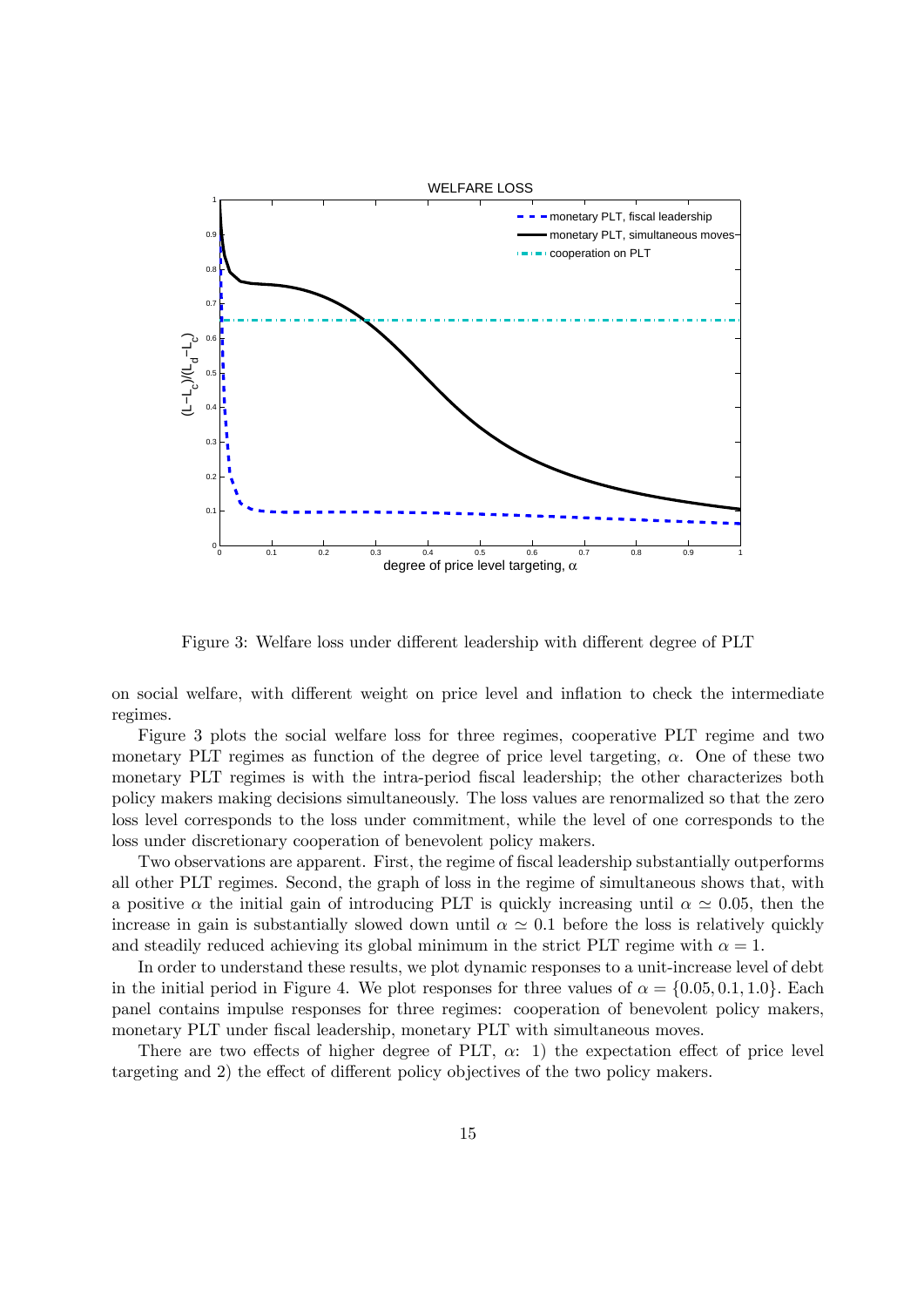Figure 3: Welfare loss under different leadership with different degree of PLT

on social welfare, with different weight on price level and inflation to check the intermediate regimes.

Figure 3 plots the social welfare loss for three regimes, cooperative PLT regime and two monetary PLT regimes as function of the degree of price level targeting, $\alpha$. One of these two monetary PLT regimes is with the intra-period fiscal leadership; the other characterizes both policy makers making decisions simultaneously. The loss values are renormalized so that the zero loss level corresponds to the loss under commitment, while the level of one corresponds to the loss under discretionary cooperation of benevolent policy makers.

Two observations are apparent. First, the regime of fiscal leadership substantially outperforms all other PLT regimes. Second, the graph of loss in the regime of simultaneous shows that, with a positive $\alpha$ the initial gain of introducing PLT is quickly increasing until $\alpha \simeq 0.05$, then the increase in gain is substantially slowed down until $\alpha \simeq 0.1$ before the loss is relatively quickly and steadily reduced achieving its global minimum in the strict PLT regime with $\alpha = 1$.

In order to understand these results, we plot dynamic responses to a unit-increase level of debt in the initial period in Figure 4. We plot responses for three values of $\alpha = \{0.05, 0.1, 1.0\}$. Each panel contains impulse responses for three regimes: cooperation of benevolent policy makers, monetary PLT under fiscal leadership, monetary PLT with simultaneous moves.

There are two effects of higher degree of PLT, $\alpha$: 1) the expectation effect of price level targeting and 2) the effect of different policy objectives of the two policy makers.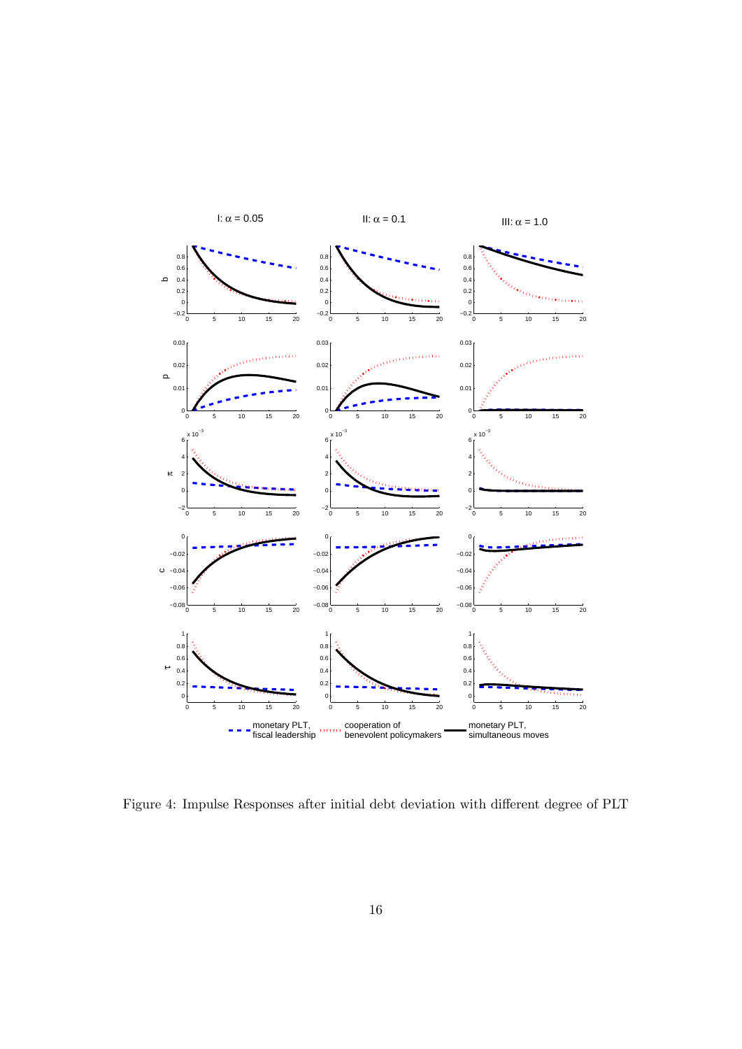Figure 4: Impulse Responses after initial debt deviation with different degree of PLT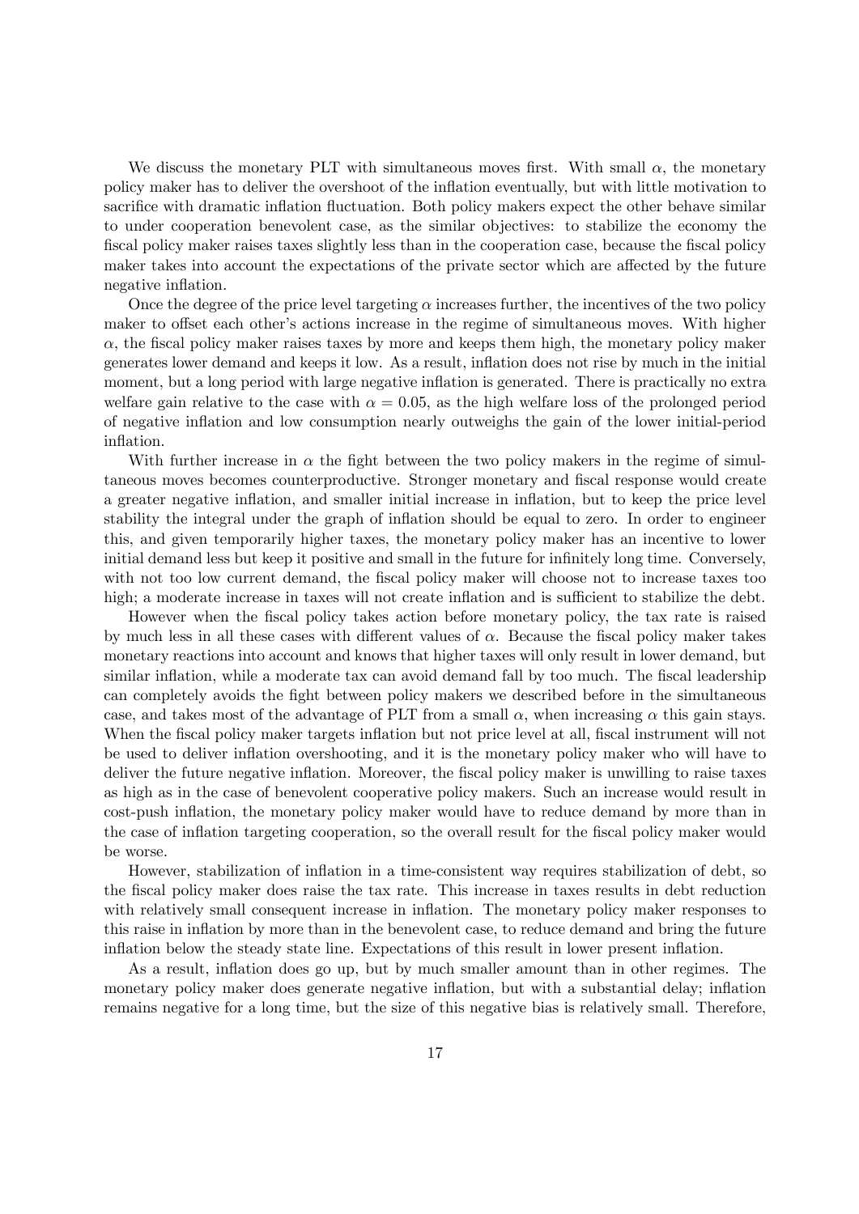We discuss the monetary PLT with simultaneous moves first. With small $\alpha$, the monetary policy maker has to deliver the overshoot of the inflation eventually, but with little motivation to sacrifice with dramatic inflation fluctuation. Both policy makers expect the other behave similar to under cooperation benevolent case, as the similar objectives: to stabilize the economy the fiscal policy maker raises taxes slightly less than in the cooperation case, because the fiscal policy maker takes into account the expectations of the private sector which are affected by the future negative inflation.

Once the degree of the price level targeting $\alpha$ increases further, the incentives of the two policy maker to offset each other's actions increase in the regime of simultaneous moves. With higher $\alpha$, the fiscal policy maker raises taxes by more and keeps them high, the monetary policy maker generates lower demand and keeps it low. As a result, inflation does not rise by much in the initial moment, but a long period with large negative inflation is generated. There is practically no extra welfare gain relative to the case with $\alpha = 0.05$, as the high welfare loss of the prolonged period of negative inflation and low consumption nearly outweighs the gain of the lower initial-period inflation.

With further increase in $\alpha$ the fight between the two policy makers in the regime of simultaneous moves becomes counterproductive. Stronger monetary and fiscal response would create a greater negative inflation, and smaller initial increase in inflation, but to keep the price level stability the integral under the graph of inflation should be equal to zero. In order to engineer this, and given temporarily higher taxes, the monetary policy maker has an incentive to lower initial demand less but keep it positive and small in the future for infinitely long time. Conversely, with not too low current demand, the fiscal policy maker will choose not to increase taxes too high; a moderate increase in taxes will not create inflation and is sufficient to stabilize the debt.

However when the fiscal policy takes action before monetary policy, the tax rate is raised by much less in all these cases with different values of $\alpha$. Because the fiscal policy maker takes monetary reactions into account and knows that higher taxes will only result in lower demand, but similar inflation, while a moderate tax can avoid demand fall by too much. The fiscal leadership can completely avoids the fight between policy makers we described before in the simultaneous case, and takes most of the advantage of PLT from a small $\alpha$, when increasing $\alpha$ this gain stays. When the fiscal policy maker targets inflation but not price level at all, fiscal instrument will not be used to deliver inflation overshooting, and it is the monetary policy maker who will have to deliver the future negative inflation. Moreover, the fiscal policy maker is unwilling to raise taxes as high as in the case of benevolent cooperative policy makers. Such an increase would result in cost-push inflation, the monetary policy maker would have to reduce demand by more than in the case of inflation targeting cooperation, so the overall result for the fiscal policy maker would be worse.

However, stabilization of inflation in a time-consistent way requires stabilization of debt, so the fiscal policy maker does raise the tax rate. This increase in taxes results in debt reduction with relatively small consequent increase in inflation. The monetary policy maker responses to this raise in inflation by more than in the benevolent case, to reduce demand and bring the future inflation below the steady state line. Expectations of this result in lower present inflation.

As a result, inflation does go up, but by much smaller amount than in other regimes. The monetary policy maker does generate negative inflation, but with a substantial delay; inflation remains negative for a long time, but the size of this negative bias is relatively small. Therefore,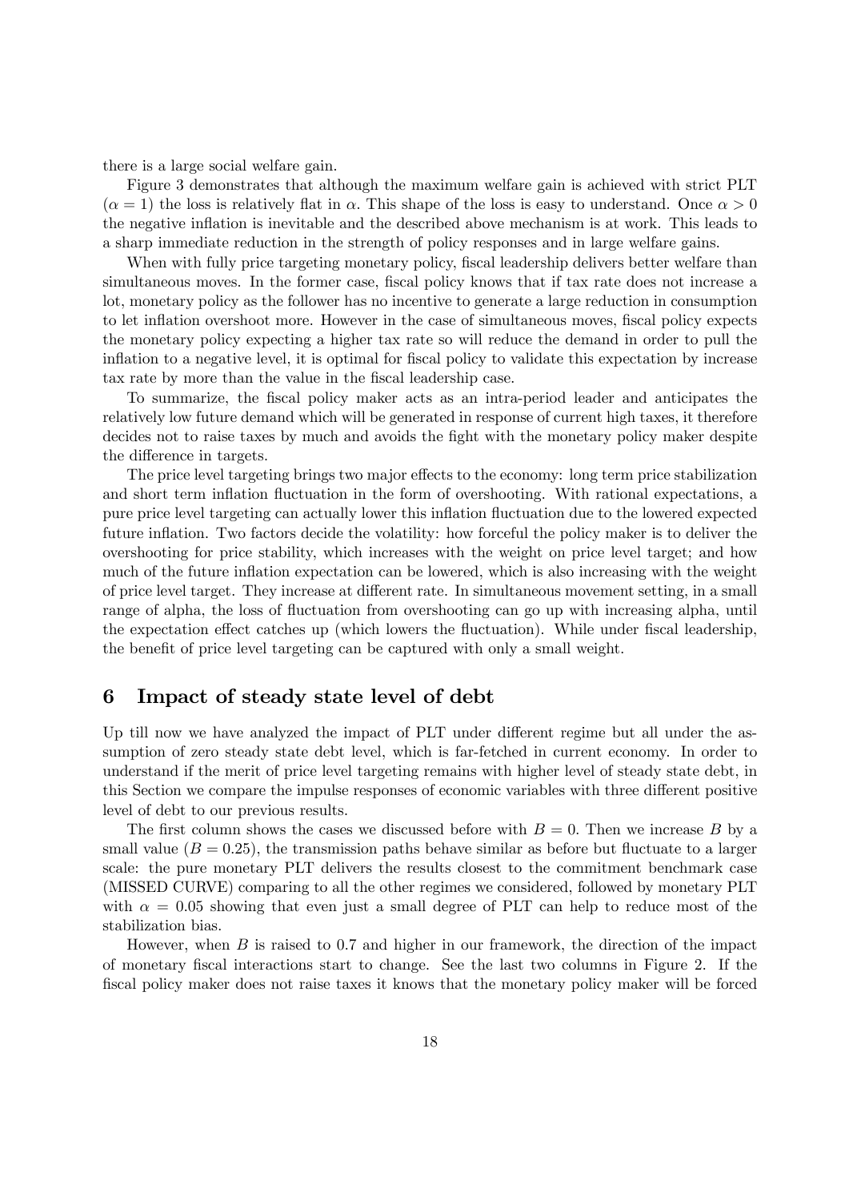there is a large social welfare gain.

Figure 3 demonstrates that although the maximum welfare gain is achieved with strict PLT ($\alpha = 1$) the loss is relatively flat in $\alpha$. This shape of the loss is easy to understand. Once $\alpha > 0$ the negative inflation is inevitable and the described above mechanism is at work. This leads to a sharp immediate reduction in the strength of policy responses and in large welfare gains.

When with fully price targeting monetary policy, fiscal leadership delivers better welfare than simultaneous moves. In the former case, fiscal policy knows that if tax rate does not increase a lot, monetary policy as the follower has no incentive to generate a large reduction in consumption to let inflation overshoot more. However in the case of simultaneous moves, fiscal policy expects the monetary policy expecting a higher tax rate so will reduce the demand in order to pull the inflation to a negative level, it is optimal for fiscal policy to validate this expectation by increase tax rate by more than the value in the fiscal leadership case.

To summarize, the fiscal policy maker acts as an intra-period leader and anticipates the relatively low future demand which will be generated in response of current high taxes, it therefore decides not to raise taxes by much and avoids the fight with the monetary policy maker despite the difference in targets.

The price level targeting brings two major effects to the economy: long term price stabilization and short term inflation fluctuation in the form of overshooting. With rational expectations, a pure price level targeting can actually lower this inflation fluctuation due to the lowered expected future inflation. Two factors decide the volatility: how forceful the policy maker is to deliver the overshooting for price stability, which increases with the weight on price level target; and how much of the future inflation expectation can be lowered, which is also increasing with the weight of price level target. They increase at different rate. In simultaneous movement setting, in a small range of alpha, the loss of fluctuation from overshooting can go up with increasing alpha, until the expectation effect catches up (which lowers the fluctuation). While under fiscal leadership, the benefit of price level targeting can be captured with only a small weight.

## 6 Impact of steady state level of debt

Up till now we have analyzed the impact of PLT under different regime but all under the assumption of zero steady state debt level, which is far-fetched in current economy. In order to understand if the merit of price level targeting remains with higher level of steady state debt, in this Section we compare the impulse responses of economic variables with three different positive level of debt to our previous results.

The first column shows the cases we discussed before with $B = 0$. Then we increase $B$ by a small value ($B = 0.25$), the transmission paths behave similar as before but fluctuate to a larger scale: the pure monetary PLT delivers the results closest to the commitment benchmark case (MISSED CURVE) comparing to all the other regimes we considered, followed by monetary PLT with $\alpha = 0.05$ showing that even just a small degree of PLT can help to reduce most of the stabilization bias.

However, when $B$ is raised to 0.7 and higher in our framework, the direction of the impact of monetary fiscal interactions start to change. See the last two columns in Figure 2. If the fiscal policy maker does not raise taxes it knows that the monetary policy maker will be forced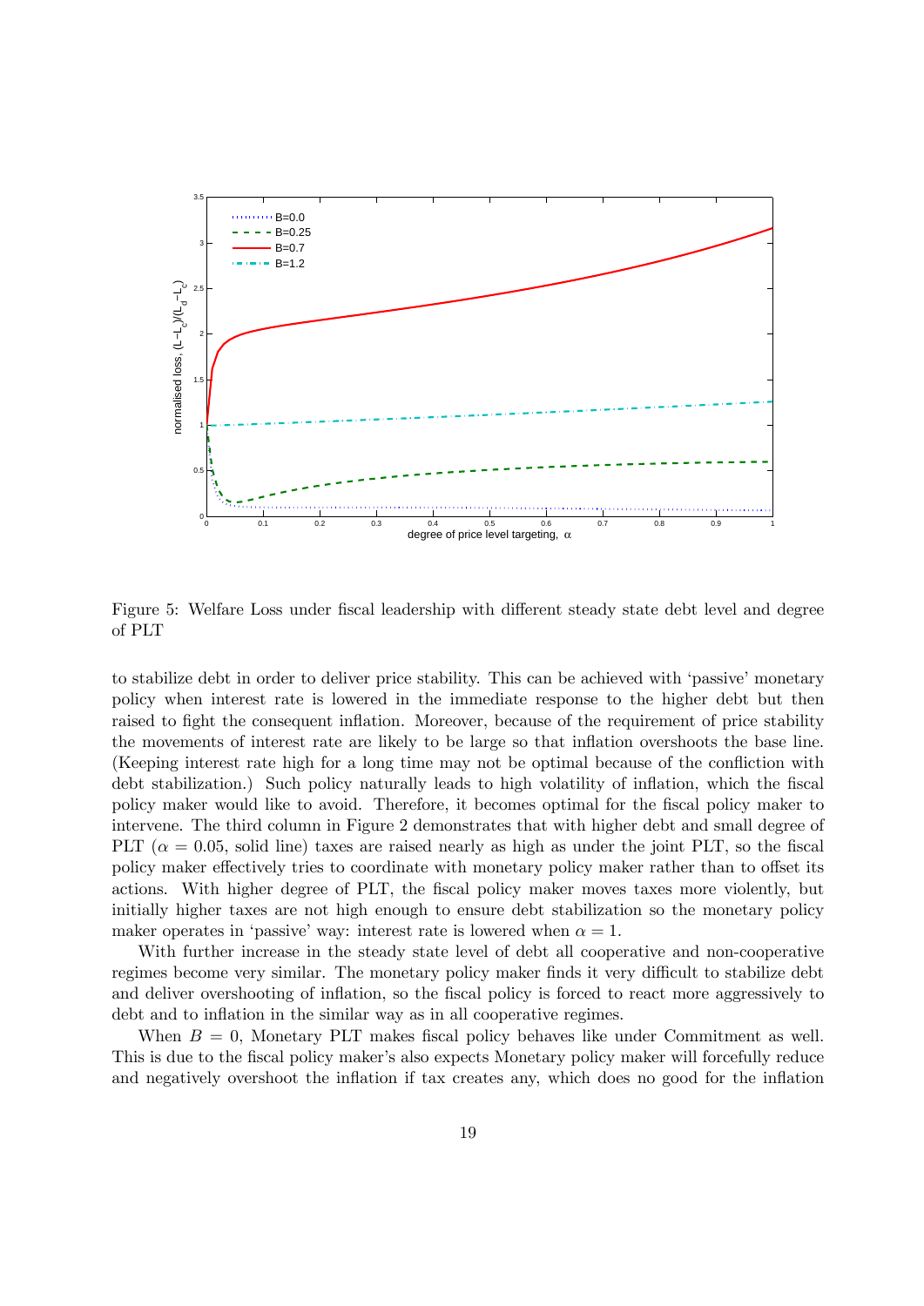Figure 5: Welfare Loss under fiscal leadership with different steady state debt level and degree of PLT

to stabilize debt in order to deliver price stability. This can be achieved with 'passive' monetary policy when interest rate is lowered in the immediate response to the higher debt but then raised to fight the consequent inflation. Moreover, because of the requirement of price stability the movements of interest rate are likely to be large so that inflation overshoots the base line. (Keeping interest rate high for a long time may not be optimal because of the confliction with debt stabilization.) Such policy naturally leads to high volatility of inflation, which the fiscal policy maker would like to avoid. Therefore, it becomes optimal for the fiscal policy maker to intervene. The third column in Figure 2 demonstrates that with higher debt and small degree of PLT ($\alpha = 0.05$, solid line) taxes are raised nearly as high as under the joint PLT, so the fiscal policy maker effectively tries to coordinate with monetary policy maker rather than to offset its actions. With higher degree of PLT, the fiscal policy maker moves taxes more violently, but initially higher taxes are not high enough to ensure debt stabilization so the monetary policy maker operates in 'passive' way: interest rate is lowered when $\alpha = 1$.

With further increase in the steady state level of debt all cooperative and non-cooperative regimes become very similar. The monetary policy maker finds it very difficult to stabilize debt and deliver overshooting of inflation, so the fiscal policy is forced to react more aggressively to debt and to inflation in the similar way as in all cooperative regimes.

When $B = 0$, Monetary PLT makes fiscal policy behaves like under Commitment as well. This is due to the fiscal policy maker's also expects Monetary policy maker will forcefully reduce and negatively overshoot the inflation if tax creates any, which does no good for the inflation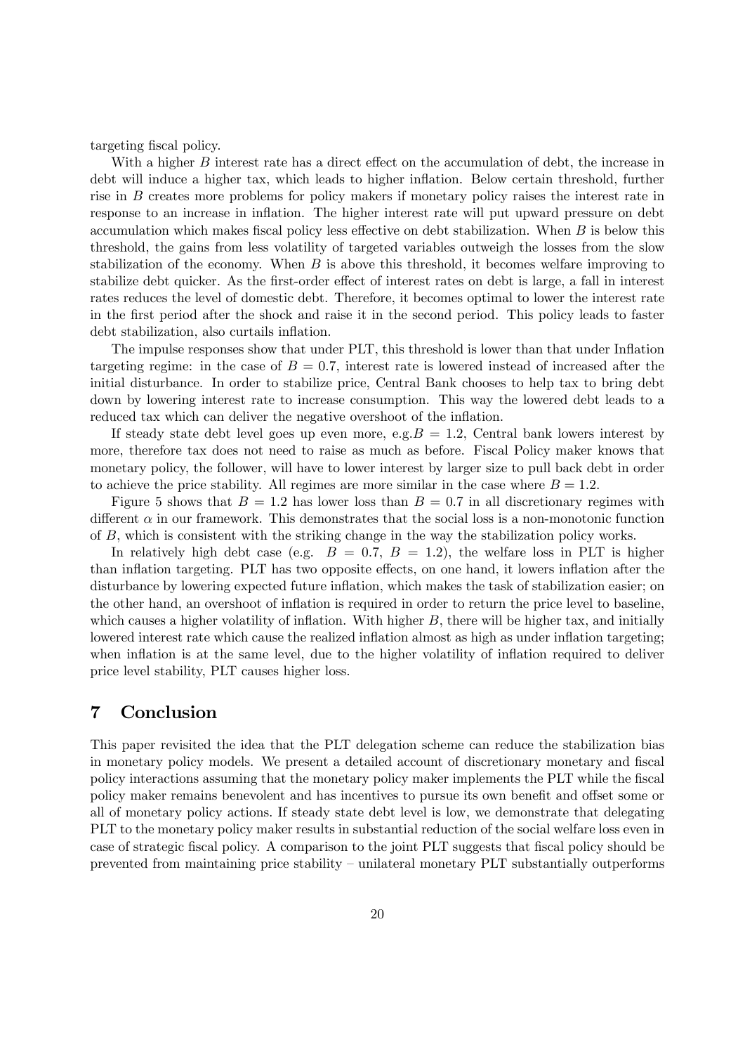targeting fiscal policy.

With a higher $B$ interest rate has a direct effect on the accumulation of debt, the increase in debt will induce a higher tax, which leads to higher inflation. Below certain threshold, further rise in $B$ creates more problems for policy makers if monetary policy raises the interest rate in response to an increase in inflation. The higher interest rate will put upward pressure on debt accumulation which makes fiscal policy less effective on debt stabilization. When $B$ is below this threshold, the gains from less volatility of targeted variables outweigh the losses from the slow stabilization of the economy. When $B$ is above this threshold, it becomes welfare improving to stabilize debt quicker. As the first-order effect of interest rates on debt is large, a fall in interest rates reduces the level of domestic debt. Therefore, it becomes optimal to lower the interest rate in the first period after the shock and raise it in the second period. This policy leads to faster debt stabilization, also curtails inflation.

The impulse responses show that under PLT, this threshold is lower than that under Inflation targeting regime: in the case of $B = 0.7$, interest rate is lowered instead of increased after the initial disturbance. In order to stabilize price, Central Bank chooses to help tax to bring debt down by lowering interest rate to increase consumption. This way the lowered debt leads to a reduced tax which can deliver the negative overshoot of the inflation.

If steady state debt level goes up even more, e.g.$B = 1.2$, Central bank lowers interest by more, therefore tax does not need to raise as much as before. Fiscal Policy maker knows that monetary policy, the follower, will have to lower interest by larger size to pull back debt in order to achieve the price stability. All regimes are more similar in the case where $B = 1.2$.

Figure 5 shows that $B = 1.2$ has lower loss than $B = 0.7$ in all discretionary regimes with different $\alpha$ in our framework. This demonstrates that the social loss is a non-monotonic function of $B$, which is consistent with the striking change in the way the stabilization policy works.

In relatively high debt case (e.g. $B = 0.7$, $B = 1.2$), the welfare loss in PLT is higher than inflation targeting. PLT has two opposite effects, on one hand, it lowers inflation after the disturbance by lowering expected future inflation, which makes the task of stabilization easier; on the other hand, an overshoot of inflation is required in order to return the price level to baseline, which causes a higher volatility of inflation. With higher $B$, there will be higher tax, and initially lowered interest rate which cause the realized inflation almost as high as under inflation targeting; when inflation is at the same level, due to the higher volatility of inflation required to deliver price level stability, PLT causes higher loss.

# 7 Conclusion

This paper revisited the idea that the PLT delegation scheme can reduce the stabilization bias in monetary policy models. We present a detailed account of discretionary monetary and fiscal policy interactions assuming that the monetary policy maker implements the PLT while the fiscal policy maker remains benevolent and has incentives to pursue its own benefit and offset some or all of monetary policy actions. If steady state debt level is low, we demonstrate that delegating PLT to the monetary policy maker results in substantial reduction of the social welfare loss even in case of strategic fiscal policy. A comparison to the joint PLT suggests that fiscal policy should be prevented from maintaining price stability – unilateral monetary PLT substantially outperforms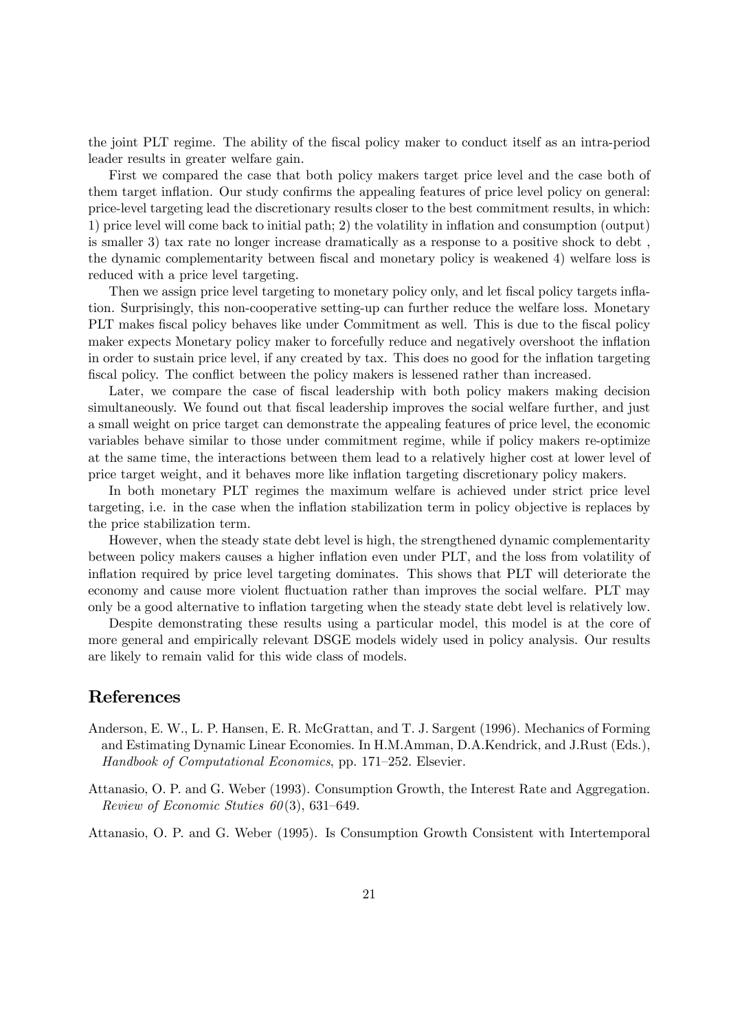the joint PLT regime. The ability of the fiscal policy maker to conduct itself as an intra-period leader results in greater welfare gain.

First we compared the case that both policy makers target price level and the case both of them target inflation. Our study confirms the appealing features of price level policy on general: price-level targeting lead the discretionary results closer to the best commitment results, in which: 1) price level will come back to initial path; 2) the volatility in inflation and consumption (output) is smaller 3) tax rate no longer increase dramatically as a response to a positive shock to debt , the dynamic complementarity between fiscal and monetary policy is weakened 4) welfare loss is reduced with a price level targeting.

Then we assign price level targeting to monetary policy only, and let fiscal policy targets inflation. Surprisingly, this non-cooperative setting-up can further reduce the welfare loss. Monetary PLT makes fiscal policy behaves like under Commitment as well. This is due to the fiscal policy maker expects Monetary policy maker to forcefully reduce and negatively overshoot the inflation in order to sustain price level, if any created by tax. This does no good for the inflation targeting fiscal policy. The conflict between the policy makers is lessened rather than increased.

Later, we compare the case of fiscal leadership with both policy makers making decision simultaneously. We found out that fiscal leadership improves the social welfare further, and just a small weight on price target can demonstrate the appealing features of price level, the economic variables behave similar to those under commitment regime, while if policy makers re-optimize at the same time, the interactions between them lead to a relatively higher cost at lower level of price target weight, and it behaves more like inflation targeting discretionary policy makers.

In both monetary PLT regimes the maximum welfare is achieved under strict price level targeting, i.e. in the case when the inflation stabilization term in policy objective is replaces by the price stabilization term.

However, when the steady state debt level is high, the strengthened dynamic complementarity between policy makers causes a higher inflation even under PLT, and the loss from volatility of inflation required by price level targeting dominates. This shows that PLT will deteriorate the economy and cause more violent fluctuation rather than improves the social welfare. PLT may only be a good alternative to inflation targeting when the steady state debt level is relatively low.

Despite demonstrating these results using a particular model, this model is at the core of more general and empirically relevant DSGE models widely used in policy analysis. Our results are likely to remain valid for this wide class of models.

## References

Anderson, E. W., L. P. Hansen, E. R. McGrattan, and T. J. Sargent (1996). Mechanics of Forming and Estimating Dynamic Linear Economies. In H.M.Amman, D.A.Kendrick, and J.Rust (Eds.), *Handbook of Computational Economics*, pp. 171–252. Elsevier.

Attanasio, O. P. and G. Weber (1993). Consumption Growth, the Interest Rate and Aggregation. *Review of Economic Stuties 60*(3), 631–649.

Attanasio, O. P. and G. Weber (1995). Is Consumption Growth Consistent with Intertemporal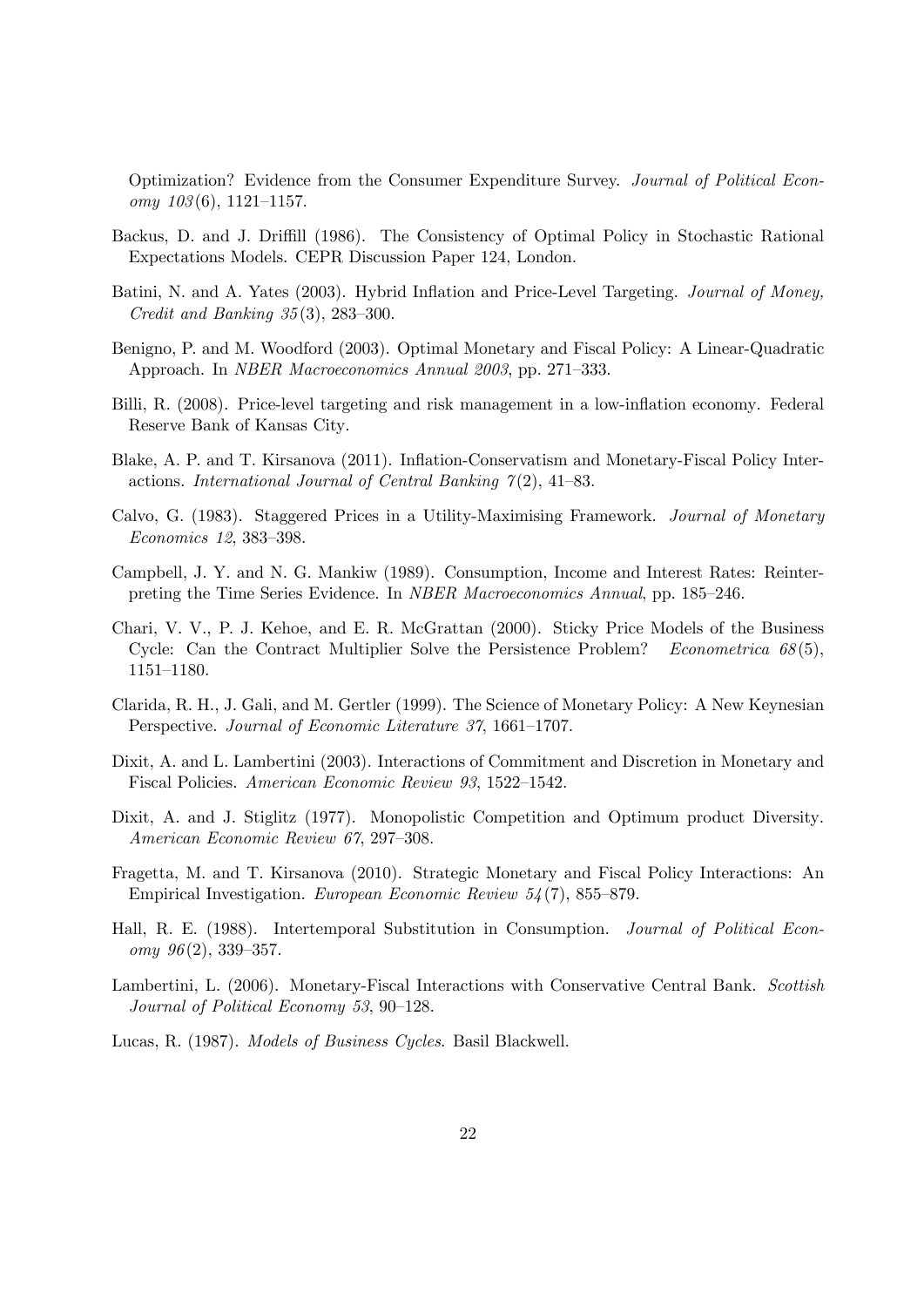Optimization? Evidence from the Consumer Expenditure Survey. *Journal of Political Economy 103*(6), 1121–1157.

Backus, D. and J. Driffill (1986). The Consistency of Optimal Policy in Stochastic Rational Expectations Models. CEPR Discussion Paper 124, London.

Batini, N. and A. Yates (2003). Hybrid Inflation and Price-Level Targeting. *Journal of Money, Credit and Banking 35*(3), 283–300.

Benigno, P. and M. Woodford (2003). Optimal Monetary and Fiscal Policy: A Linear-Quadratic Approach. In *NBER Macroeconomics Annual 2003*, pp. 271–333.

Billi, R. (2008). Price-level targeting and risk management in a low-inflation economy. Federal Reserve Bank of Kansas City.

Blake, A. P. and T. Kirsanova (2011). Inflation-Conservatism and Monetary-Fiscal Policy Interactions. *International Journal of Central Banking 7*(2), 41–83.

Calvo, G. (1983). Staggered Prices in a Utility-Maximising Framework. *Journal of Monetary Economics 12*, 383–398.

Campbell, J. Y. and N. G. Mankiw (1989). Consumption, Income and Interest Rates: Reinterpreting the Time Series Evidence. In *NBER Macroeconomics Annual*, pp. 185–246.

Chari, V. V., P. J. Kehoe, and E. R. McGrattan (2000). Sticky Price Models of the Business Cycle: Can the Contract Multiplier Solve the Persistence Problem? *Econometrica 68*(5), 1151–1180.

Clarida, R. H., J. Gali, and M. Gertler (1999). The Science of Monetary Policy: A New Keynesian Perspective. *Journal of Economic Literature 37*, 1661–1707.

Dixit, A. and L. Lambertini (2003). Interactions of Commitment and Discretion in Monetary and Fiscal Policies. *American Economic Review 93*, 1522–1542.

Dixit, A. and J. Stiglitz (1977). Monopolistic Competition and Optimum product Diversity. *American Economic Review 67*, 297–308.

Fragetta, M. and T. Kirsanova (2010). Strategic Monetary and Fiscal Policy Interactions: An Empirical Investigation. *European Economic Review 54*(7), 855–879.

Hall, R. E. (1988). Intertemporal Substitution in Consumption. *Journal of Political Economy 96*(2), 339–357.

Lambertini, L. (2006). Monetary-Fiscal Interactions with Conservative Central Bank. *Scottish Journal of Political Economy 53*, 90–128.

Lucas, R. (1987). *Models of Business Cycles*. Basil Blackwell.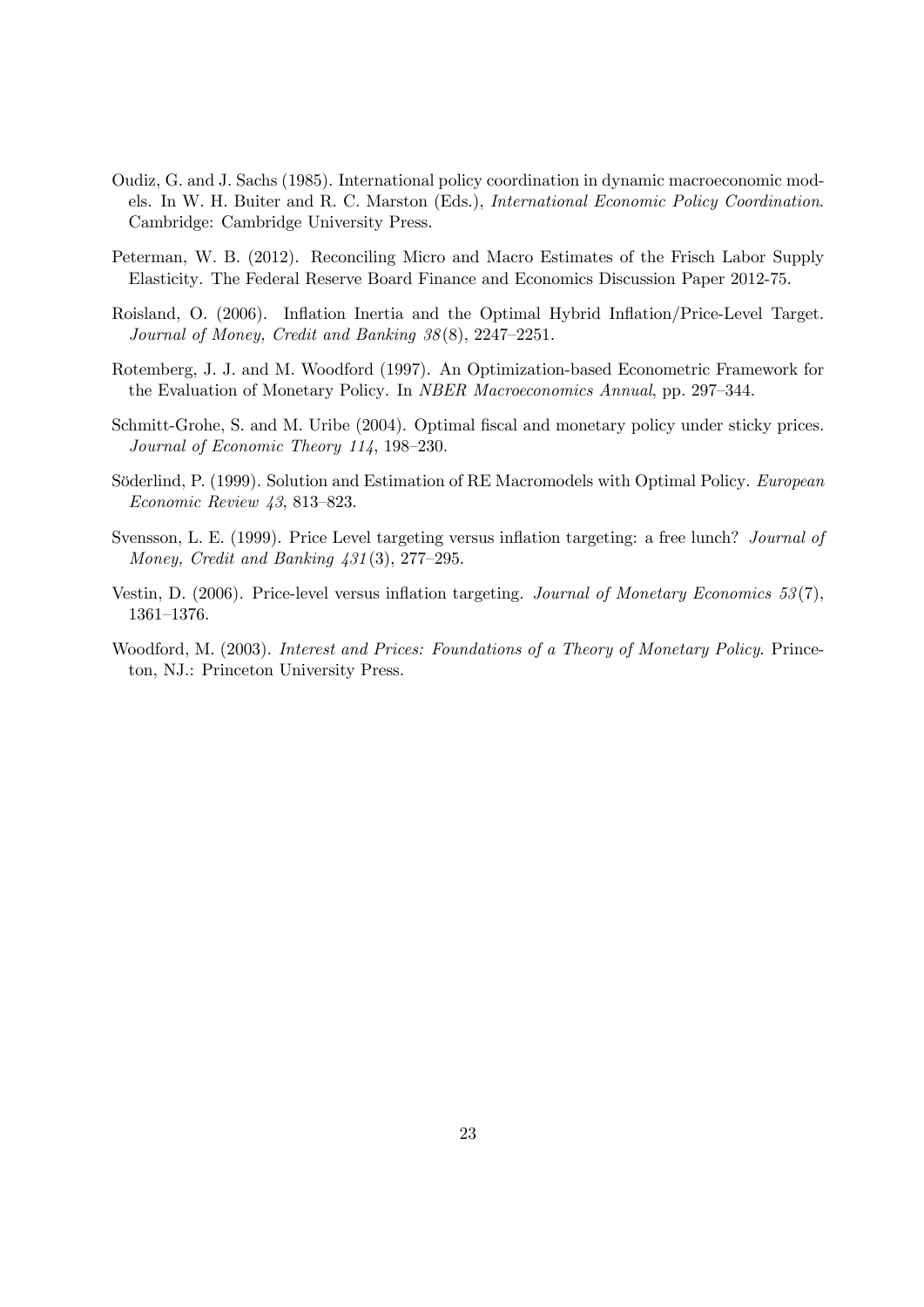Oudiz, G. and J. Sachs (1985). International policy coordination in dynamic macroeconomic models. In W. H. Buiter and R. C. Marston (Eds.), *International Economic Policy Coordination*. Cambridge: Cambridge University Press.

Peterman, W. B. (2012). Reconciling Micro and Macro Estimates of the Frisch Labor Supply Elasticity. The Federal Reserve Board Finance and Economics Discussion Paper 2012-75.

Roisland, O. (2006). Inflation Inertia and the Optimal Hybrid Inflation/Price-Level Target. *Journal of Money, Credit and Banking 38*(8), 2247–2251.

Rotemberg, J. J. and M. Woodford (1997). An Optimization-based Econometric Framework for the Evaluation of Monetary Policy. In *NBER Macroeconomics Annual*, pp. 297–344.

Schmitt-Grohe, S. and M. Uribe (2004). Optimal fiscal and monetary policy under sticky prices. *Journal of Economic Theory 114*, 198–230.

Söderlind, P. (1999). Solution and Estimation of RE Macromodels with Optimal Policy. *European Economic Review 43*, 813–823.

Svensson, L. E. (1999). Price Level targeting versus inflation targeting: a free lunch? *Journal of Money, Credit and Banking 431*(3), 277–295.

Vestin, D. (2006). Price-level versus inflation targeting. *Journal of Monetary Economics 53*(7), 1361–1376.

Woodford, M. (2003). *Interest and Prices: Foundations of a Theory of Monetary Policy*. Princeton, NJ.: Princeton University Press.